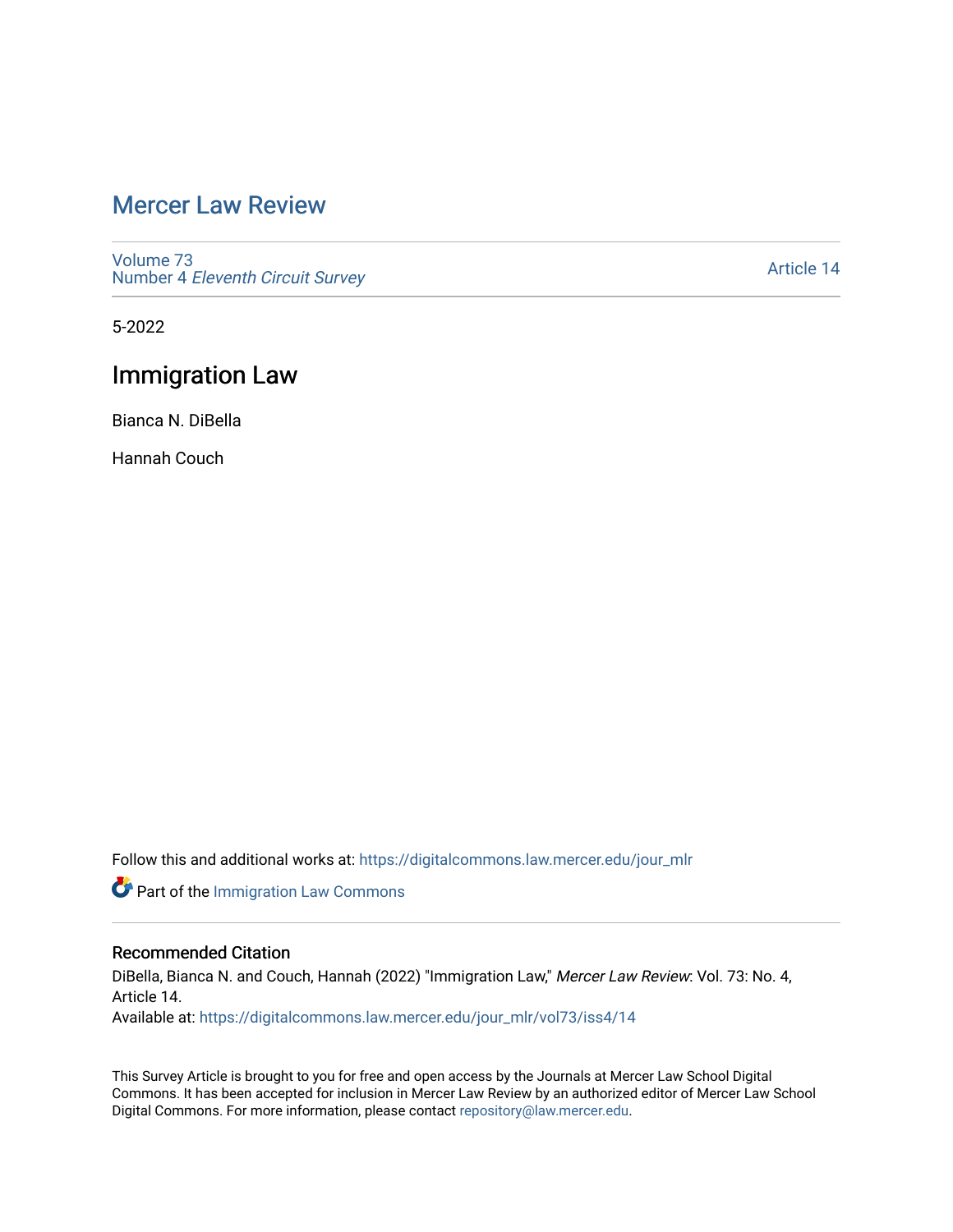# Mercer Law Review

Volume 73
Number 4 *Eleventh Circuit Survey*

Article 14

5-2022

## Immigration Law

Bianca N. DiBella

Hannah Couch

Follow this and additional works at: https://digitalcommons.law.mercer.edu/jour_mlr

Part of the Immigration Law Commons

### Recommended Citation

DiBella, Bianca N. and Couch, Hannah (2022) "Immigration Law," *Mercer Law Review*: Vol. 73: No. 4, Article 14.
Available at: https://digitalcommons.law.mercer.edu/jour_mlr/vol73/iss4/14

This Survey Article is brought to you for free and open access by the Journals at Mercer Law School Digital Commons. It has been accepted for inclusion in Mercer Law Review by an authorized editor of Mercer Law School Digital Commons. For more information, please contact repository@law.mercer.edu.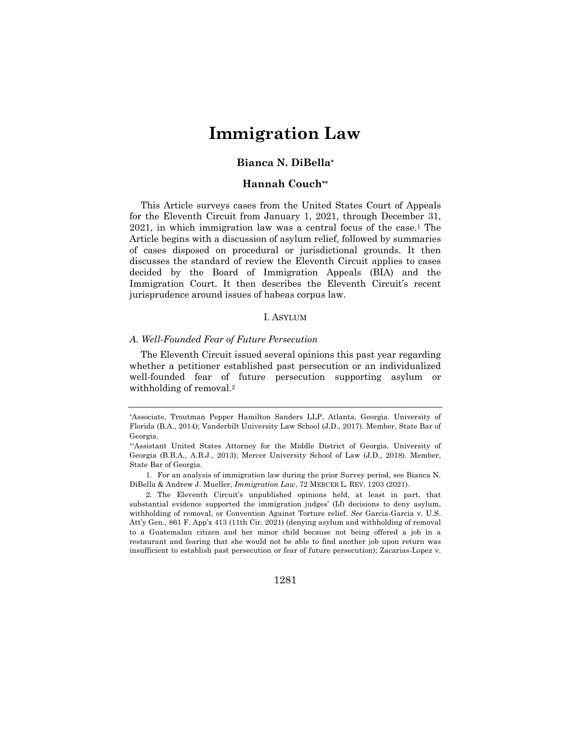# Immigration Law

**Bianca N. DiBella***

**Hannah Couch****

This Article surveys cases from the United States Court of Appeals for the Eleventh Circuit from January 1, 2021, through December 31, 2021, in which immigration law was a central focus of the case.[1] The Article begins with a discussion of asylum relief, followed by summaries of cases disposed on procedural or jurisdictional grounds. It then discusses the standard of review the Eleventh Circuit applies to cases decided by the Board of Immigration Appeals (BIA) and the Immigration Court. It then describes the Eleventh Circuit's recent jurisprudence around issues of habeas corpus law.

## I. Asylum

### *A. Well-Founded Fear of Future Persecution*

The Eleventh Circuit issued several opinions this past year regarding whether a petitioner established past persecution or an individualized well-founded fear of future persecution supporting asylum or withholding of removal.[2]

---

*Associate, Troutman Pepper Hamilton Sanders LLP, Atlanta, Georgia. University of Florida (B.A., 2014); Vanderbilt University Law School (J.D., 2017). Member, State Bar of Georgia.

**Assistant United States Attorney for the Middle District of Georgia. University of Georgia (B.B.A., A.B.J., 2013); Mercer University School of Law (J.D., 2018). Member, State Bar of Georgia.

1. For an analysis of immigration law during the prior Survey period, see Bianca N. DiBella & Andrew J. Mueller, *Immigration Law*, 72 MERCER L. REV. 1203 (2021).

2. The Eleventh Circuit's unpublished opinions held, at least in part, that substantial evidence supported the immigration judges' (IJ) decisions to deny asylum, withholding of removal, or Convention Against Torture relief. *See* Garcia-Garcia v. U.S. Att'y Gen., 861 F. App'x 413 (11th Cir. 2021) (denying asylum and withholding of removal to a Guatemalan citizen and her minor child because not being offered a job in a restaurant and fearing that she would not be able to find another job upon return was insufficient to establish past persecution or fear of future persecution); Zacarias-Lopez v.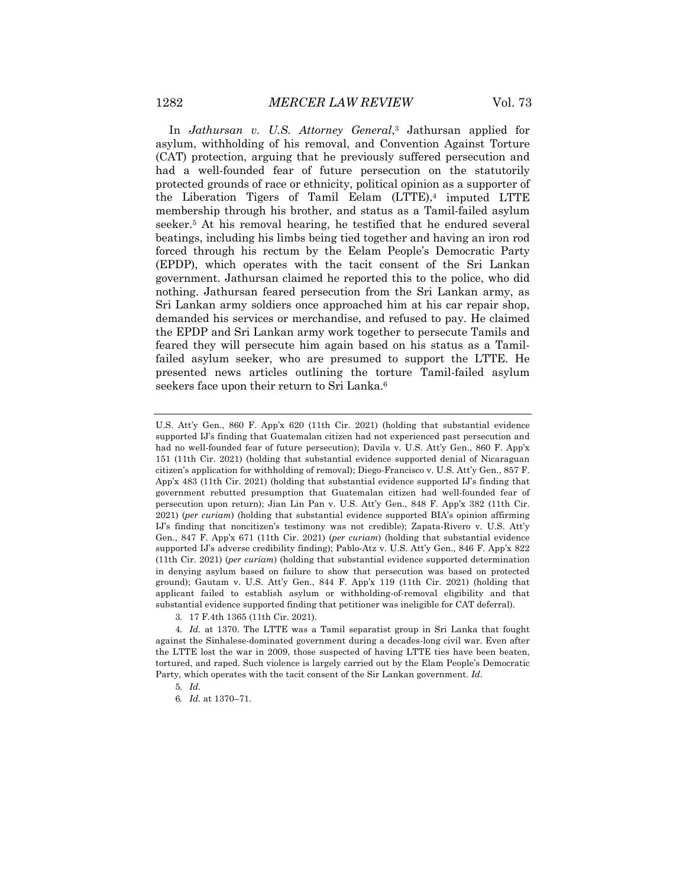In *Jathursan v. U.S. Attorney General*,[3] Jathursan applied for asylum, withholding of his removal, and Convention Against Torture (CAT) protection, arguing that he previously suffered persecution and had a well-founded fear of future persecution on the statutorily protected grounds of race or ethnicity, political opinion as a supporter of the Liberation Tigers of Tamil Eelam (LTTE),[4] imputed LTTE membership through his brother, and status as a Tamil-failed asylum seeker.[5] At his removal hearing, he testified that he endured several beatings, including his limbs being tied together and having an iron rod forced through his rectum by the Eelam People's Democratic Party (EPDP), which operates with the tacit consent of the Sri Lankan government. Jathursan claimed he reported this to the police, who did nothing. Jathursan feared persecution from the Sri Lankan army, as Sri Lankan army soldiers once approached him at his car repair shop, demanded his services or merchandise, and refused to pay. He claimed the EPDP and Sri Lankan army work together to persecute Tamils and feared they will persecute him again based on his status as a Tamil-failed asylum seeker, who are presumed to support the LTTE. He presented news articles outlining the torture Tamil-failed asylum seekers face upon their return to Sri Lanka.[6]

---

U.S. Att'y Gen., 860 F. App'x 620 (11th Cir. 2021) (holding that substantial evidence supported IJ's finding that Guatemalan citizen had not experienced past persecution and had no well-founded fear of future persecution); Davila v. U.S. Att'y Gen., 860 F. App'x 151 (11th Cir. 2021) (holding that substantial evidence supported denial of Nicaraguan citizen's application for withholding of removal); Diego-Francisco v. U.S. Att'y Gen., 857 F. App'x 483 (11th Cir. 2021) (holding that substantial evidence supported IJ's finding that government rebutted presumption that Guatemalan citizen had well-founded fear of persecution upon return); Jian Lin Pan v. U.S. Att'y Gen., 848 F. App'x 382 (11th Cir. 2021) (*per curiam*) (holding that substantial evidence supported BIA's opinion affirming IJ's finding that noncitizen's testimony was not credible); Zapata-Rivero v. U.S. Att'y Gen., 847 F. App'x 671 (11th Cir. 2021) (*per curiam*) (holding that substantial evidence supported IJ's adverse credibility finding); Pablo-Atz v. U.S. Att'y Gen., 846 F. App'x 822 (11th Cir. 2021) (*per curiam*) (holding that substantial evidence supported determination in denying asylum based on failure to show that persecution was based on protected ground); Gautam v. U.S. Att'y Gen., 844 F. App'x 119 (11th Cir. 2021) (holding that applicant failed to establish asylum or withholding-of-removal eligibility and that substantial evidence supported finding that petitioner was ineligible for CAT deferral).

3. 17 F.4th 1365 (11th Cir. 2021).

4. *Id.* at 1370. The LTTE was a Tamil separatist group in Sri Lanka that fought against the Sinhalese-dominated government during a decades-long civil war. Even after the LTTE lost the war in 2009, those suspected of having LTTE ties have been beaten, tortured, and raped. Such violence is largely carried out by the Elam People's Democratic Party, which operates with the tacit consent of the Sir Lankan government. *Id.*

5. *Id.*

6. *Id.* at 1370–71.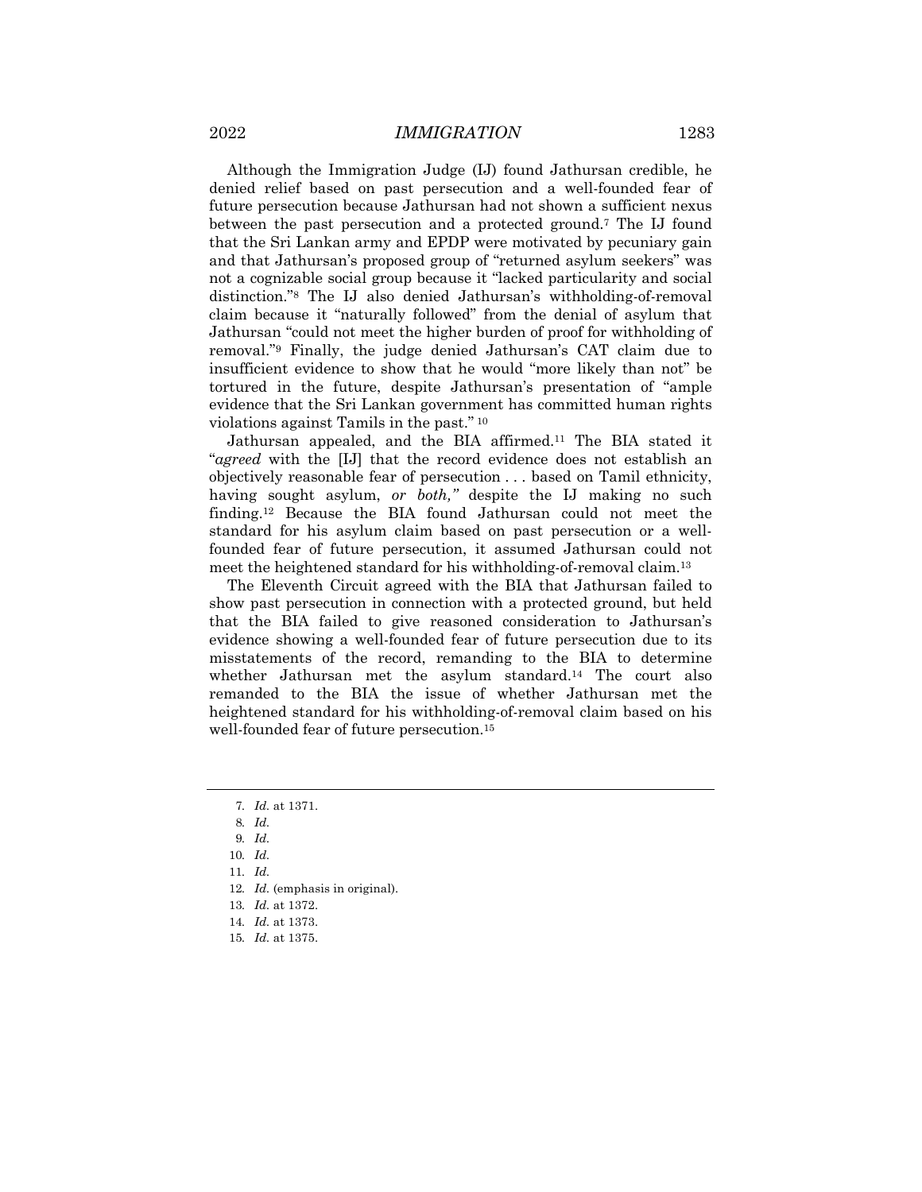Although the Immigration Judge (IJ) found Jathursan credible, he denied relief based on past persecution and a well-founded fear of future persecution because Jathursan had not shown a sufficient nexus between the past persecution and a protected ground.[7] The IJ found that the Sri Lankan army and EPDP were motivated by pecuniary gain and that Jathursan's proposed group of "returned asylum seekers" was not a cognizable social group because it "lacked particularity and social distinction."[8] The IJ also denied Jathursan's withholding-of-removal claim because it "naturally followed" from the denial of asylum that Jathursan "could not meet the higher burden of proof for withholding of removal."[9] Finally, the judge denied Jathursan's CAT claim due to insufficient evidence to show that he would "more likely than not" be tortured in the future, despite Jathursan's presentation of "ample evidence that the Sri Lankan government has committed human rights violations against Tamils in the past."[10]

Jathursan appealed, and the BIA affirmed.[11] The BIA stated it "*agreed* with the [IJ] that the record evidence does not establish an objectively reasonable fear of persecution . . . based on Tamil ethnicity, having sought asylum, *or both,"* despite the IJ making no such finding.[12] Because the BIA found Jathursan could not meet the standard for his asylum claim based on past persecution or a well-founded fear of future persecution, it assumed Jathursan could not meet the heightened standard for his withholding-of-removal claim.[13]

The Eleventh Circuit agreed with the BIA that Jathursan failed to show past persecution in connection with a protected ground, but held that the BIA failed to give reasoned consideration to Jathursan's evidence showing a well-founded fear of future persecution due to its misstatements of the record, remanding to the BIA to determine whether Jathursan met the asylum standard.[14] The court also remanded to the BIA the issue of whether Jathursan met the heightened standard for his withholding-of-removal claim based on his well-founded fear of future persecution.[15]

---

7. *Id.* at 1371.
8. *Id.*
9. *Id.*
10. *Id.*
11. *Id.*
12. *Id.* (emphasis in original).
13. *Id.* at 1372.
14. *Id.* at 1373.
15. *Id.* at 1375.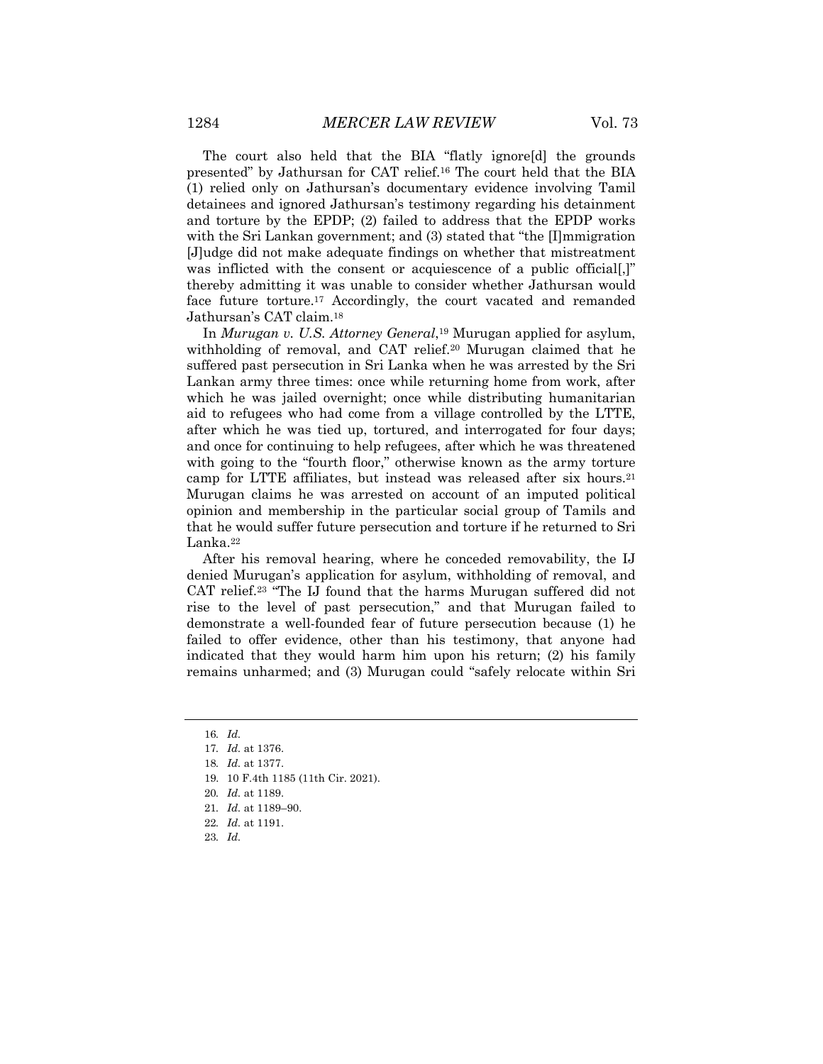The court also held that the BIA "flatly ignore[d] the grounds presented" by Jathursan for CAT relief.[16] The court held that the BIA (1) relied only on Jathursan's documentary evidence involving Tamil detainees and ignored Jathursan's testimony regarding his detainment and torture by the EPDP; (2) failed to address that the EPDP works with the Sri Lankan government; and (3) stated that "the [I]mmigration [J]udge did not make adequate findings on whether that mistreatment was inflicted with the consent or acquiescence of a public official[,]" thereby admitting it was unable to consider whether Jathursan would face future torture.[17] Accordingly, the court vacated and remanded Jathursan's CAT claim.[18]

In *Murugan v. U.S. Attorney General*,[19] Murugan applied for asylum, withholding of removal, and CAT relief.[20] Murugan claimed that he suffered past persecution in Sri Lanka when he was arrested by the Sri Lankan army three times: once while returning home from work, after which he was jailed overnight; once while distributing humanitarian aid to refugees who had come from a village controlled by the LTTE, after which he was tied up, tortured, and interrogated for four days; and once for continuing to help refugees, after which he was threatened with going to the "fourth floor," otherwise known as the army torture camp for LTTE affiliates, but instead was released after six hours.[21] Murugan claims he was arrested on account of an imputed political opinion and membership in the particular social group of Tamils and that he would suffer future persecution and torture if he returned to Sri Lanka.[22]

After his removal hearing, where he conceded removability, the IJ denied Murugan's application for asylum, withholding of removal, and CAT relief.[23] "The IJ found that the harms Murugan suffered did not rise to the level of past persecution," and that Murugan failed to demonstrate a well-founded fear of future persecution because (1) he failed to offer evidence, other than his testimony, that anyone had indicated that they would harm him upon his return; (2) his family remains unharmed; and (3) Murugan could "safely relocate within Sri

---

16. *Id.*
17. *Id.* at 1376.
18. *Id.* at 1377.
19. 10 F.4th 1185 (11th Cir. 2021).
20. *Id.* at 1189.
21. *Id.* at 1189–90.
22. *Id.* at 1191.
23. *Id.*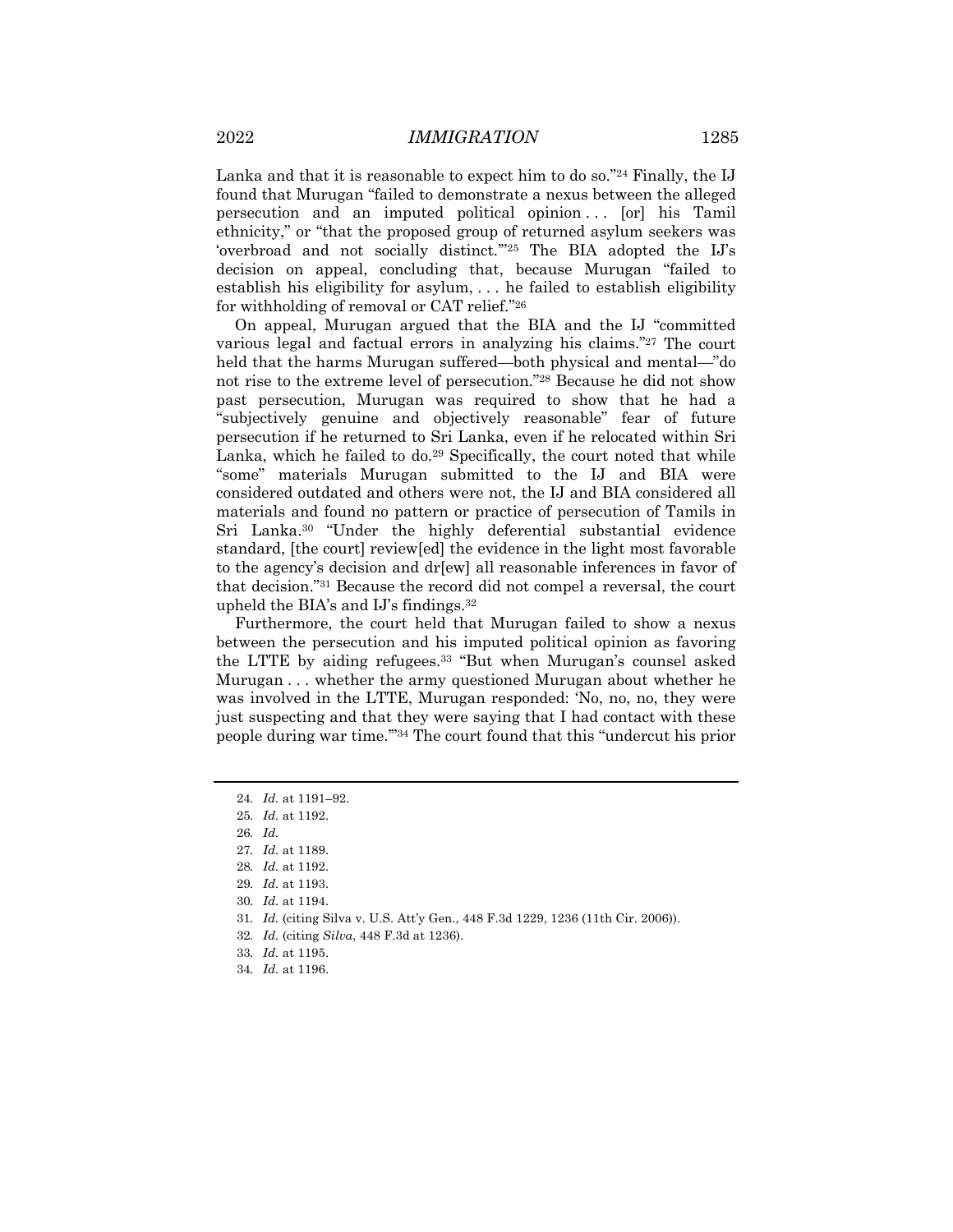Lanka and that it is reasonable to expect him to do so."[24] Finally, the IJ found that Murugan "failed to demonstrate a nexus between the alleged persecution and an imputed political opinion . . . [or] his Tamil ethnicity," or "that the proposed group of returned asylum seekers was 'overbroad and not socially distinct.'"[25] The BIA adopted the IJ's decision on appeal, concluding that, because Murugan "failed to establish his eligibility for asylum, . . . he failed to establish eligibility for withholding of removal or CAT relief."[26]

On appeal, Murugan argued that the BIA and the IJ "committed various legal and factual errors in analyzing his claims."[27] The court held that the harms Murugan suffered—both physical and mental—"do not rise to the extreme level of persecution."[28] Because he did not show past persecution, Murugan was required to show that he had a "subjectively genuine and objectively reasonable" fear of future persecution if he returned to Sri Lanka, even if he relocated within Sri Lanka, which he failed to do.[29] Specifically, the court noted that while "some" materials Murugan submitted to the IJ and BIA were considered outdated and others were not, the IJ and BIA considered all materials and found no pattern or practice of persecution of Tamils in Sri Lanka.[30] "Under the highly deferential substantial evidence standard, [the court] review[ed] the evidence in the light most favorable to the agency's decision and dr[ew] all reasonable inferences in favor of that decision."[31] Because the record did not compel a reversal, the court upheld the BIA's and IJ's findings.[32]

Furthermore, the court held that Murugan failed to show a nexus between the persecution and his imputed political opinion as favoring the LTTE by aiding refugees.[33] "But when Murugan's counsel asked Murugan . . . whether the army questioned Murugan about whether he was involved in the LTTE, Murugan responded: 'No, no, no, they were just suspecting and that they were saying that I had contact with these people during war time.'"[34] The court found that this "undercut his prior

---

24. *Id.* at 1191–92.
25. *Id.* at 1192.
26. *Id.*
27. *Id.* at 1189.
28. *Id.* at 1192.
29. *Id.* at 1193.
30. *Id.* at 1194.
31. *Id.* (citing Silva v. U.S. Att'y Gen., 448 F.3d 1229, 1236 (11th Cir. 2006)).
32. *Id.* (citing *Silva*, 448 F.3d at 1236).
33. *Id.* at 1195.
34. *Id.* at 1196.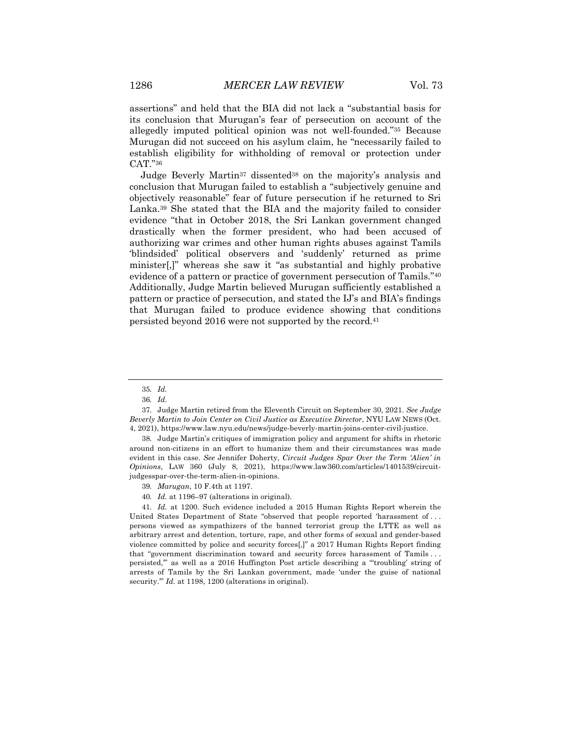assertions" and held that the BIA did not lack a "substantial basis for its conclusion that Murugan's fear of persecution on account of the allegedly imputed political opinion was not well-founded."[35] Because Murugan did not succeed on his asylum claim, he "necessarily failed to establish eligibility for withholding of removal or protection under CAT."[36]

Judge Beverly Martin[37] dissented[38] on the majority's analysis and conclusion that Murugan failed to establish a "subjectively genuine and objectively reasonable" fear of future persecution if he returned to Sri Lanka.[39] She stated that the BIA and the majority failed to consider evidence "that in October 2018, the Sri Lankan government changed drastically when the former president, who had been accused of authorizing war crimes and other human rights abuses against Tamils 'blindsided' political observers and 'suddenly' returned as prime minister[,]" whereas she saw it "as substantial and highly probative evidence of a pattern or practice of government persecution of Tamils."[40] Additionally, Judge Martin believed Murugan sufficiently established a pattern or practice of persecution, and stated the IJ's and BIA's findings that Murugan failed to produce evidence showing that conditions persisted beyond 2016 were not supported by the record.[41]

---

35. *Id.*

36. *Id.*

37. Judge Martin retired from the Eleventh Circuit on September 30, 2021. *See Judge Beverly Martin to Join Center on Civil Justice as Executive Director*, NYU LAW NEWS (Oct. 4, 2021), https://www.law.nyu.edu/news/judge-beverly-martin-joins-center-civil-justice.

38. Judge Martin's critiques of immigration policy and argument for shifts in rhetoric around non-citizens in an effort to humanize them and their circumstances was made evident in this case. *See* Jennifer Doherty, *Circuit Judges Spar Over the Term 'Alien' in Opinions*, LAW 360 (July 8, 2021), https://www.law360.com/articles/1401539/circuit-judgesspar-over-the-term-alien-in-opinions.

39. *Marugan*, 10 F.4th at 1197.

40. *Id.* at 1196–97 (alterations in original).

41. *Id.* at 1200. Such evidence included a 2015 Human Rights Report wherein the United States Department of State "observed that people reported 'harassment of . . . persons viewed as sympathizers of the banned terrorist group the LTTE as well as arbitrary arrest and detention, torture, rape, and other forms of sexual and gender-based violence committed by police and security forces[,]" a 2017 Human Rights Report finding that "government discrimination toward and security forces harassment of Tamils . . . persisted,'" as well as a 2016 Huffington Post article describing a "'troubling' string of arrests of Tamils by the Sri Lankan government, made 'under the guise of national security.'" *Id.* at 1198, 1200 (alterations in original).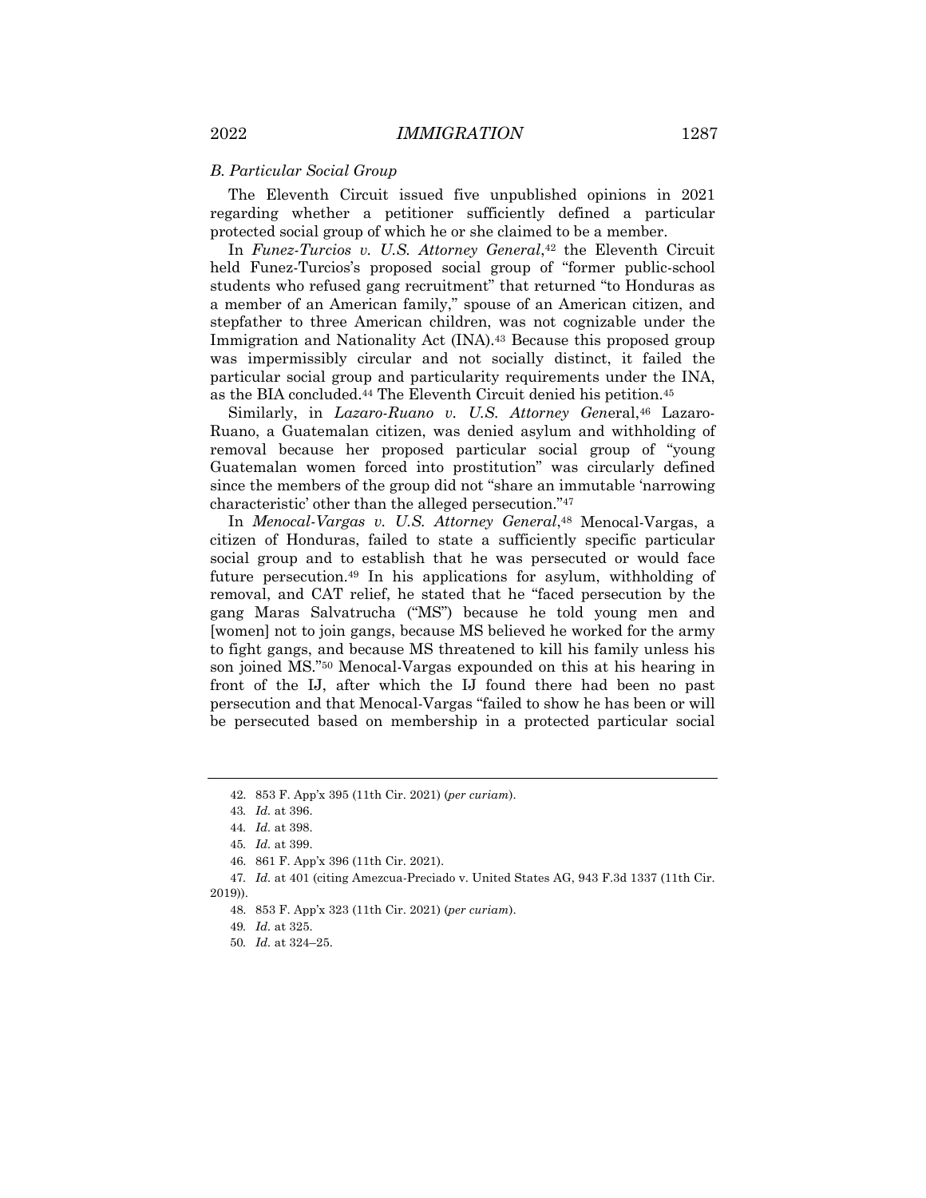### *B. Particular Social Group*

The Eleventh Circuit issued five unpublished opinions in 2021 regarding whether a petitioner sufficiently defined a particular protected social group of which he or she claimed to be a member.

In *Funez-Turcios v. U.S. Attorney General*,[42] the Eleventh Circuit held Funez-Turcios's proposed social group of "former public-school students who refused gang recruitment" that returned "to Honduras as a member of an American family," spouse of an American citizen, and stepfather to three American children, was not cognizable under the Immigration and Nationality Act (INA).[43] Because this proposed group was impermissibly circular and not socially distinct, it failed the particular social group and particularity requirements under the INA, as the BIA concluded.[44] The Eleventh Circuit denied his petition.[45]

Similarly, in *Lazaro-Ruano v. U.S. Attorney Gen*eral,[46] Lazaro-Ruano, a Guatemalan citizen, was denied asylum and withholding of removal because her proposed particular social group of "young Guatemalan women forced into prostitution" was circularly defined since the members of the group did not "share an immutable 'narrowing characteristic' other than the alleged persecution."[47]

In *Menocal-Vargas v. U.S. Attorney General*,[48] Menocal-Vargas, a citizen of Honduras, failed to state a sufficiently specific particular social group and to establish that he was persecuted or would face future persecution.[49] In his applications for asylum, withholding of removal, and CAT relief, he stated that he "faced persecution by the gang Maras Salvatrucha ("MS") because he told young men and [women] not to join gangs, because MS believed he worked for the army to fight gangs, and because MS threatened to kill his family unless his son joined MS."[50] Menocal-Vargas expounded on this at his hearing in front of the IJ, after which the IJ found there had been no past persecution and that Menocal-Vargas "failed to show he has been or will be persecuted based on membership in a protected particular social

---

42. 853 F. App'x 395 (11th Cir. 2021) (*per curiam*).

43. *Id.* at 396.

44. *Id.* at 398.

45. *Id.* at 399.

46. 861 F. App'x 396 (11th Cir. 2021).

47. *Id.* at 401 (citing Amezcua-Preciado v. United States AG, 943 F.3d 1337 (11th Cir. 2019)).

48. 853 F. App'x 323 (11th Cir. 2021) (*per curiam*).

49. *Id.* at 325.

50. *Id.* at 324–25.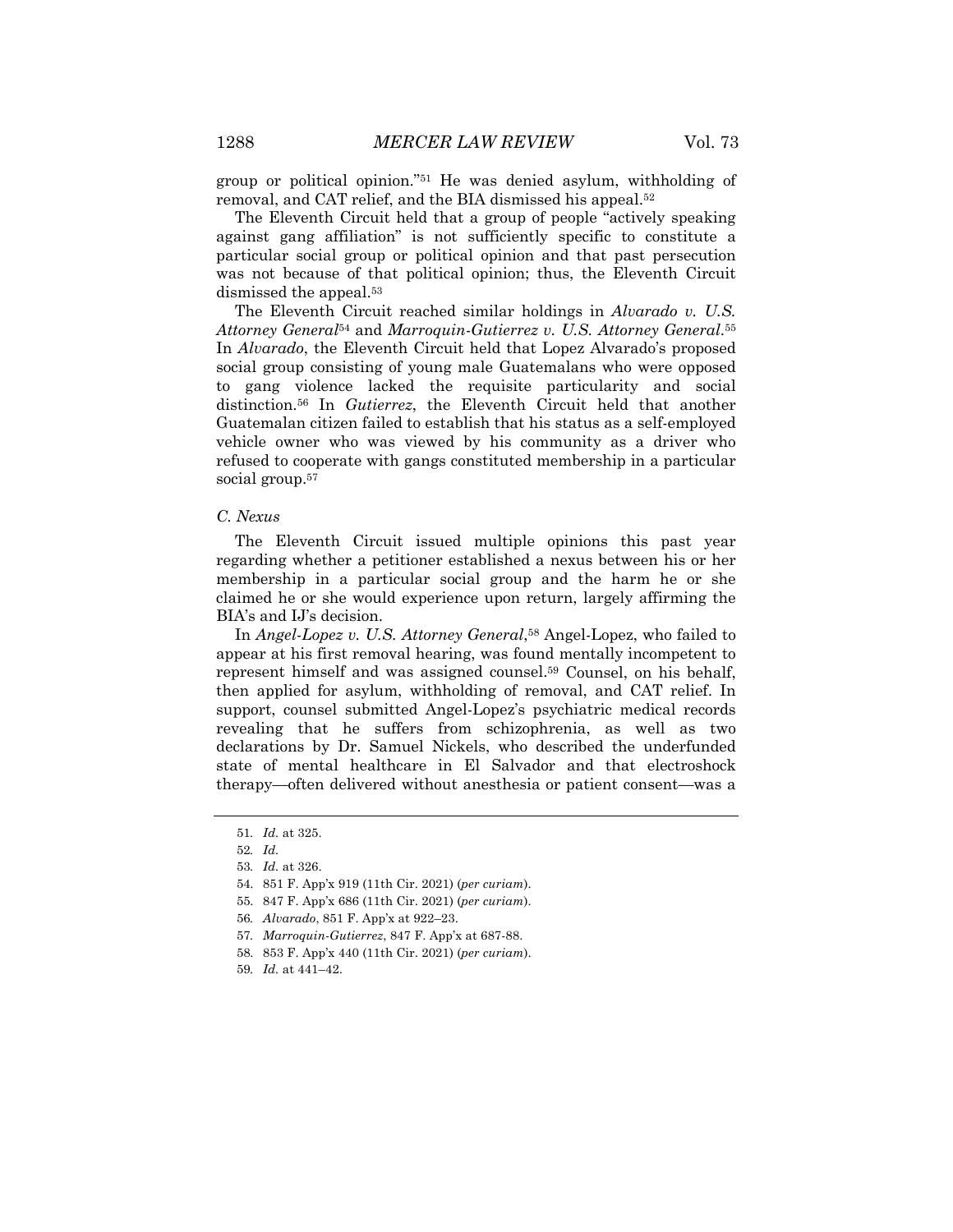group or political opinion."[51] He was denied asylum, withholding of removal, and CAT relief, and the BIA dismissed his appeal.[52]

The Eleventh Circuit held that a group of people "actively speaking against gang affiliation" is not sufficiently specific to constitute a particular social group or political opinion and that past persecution was not because of that political opinion; thus, the Eleventh Circuit dismissed the appeal.[53]

The Eleventh Circuit reached similar holdings in *Alvarado v. U.S. Attorney General*[54] and *Marroquin-Gutierrez v. U.S. Attorney General*.[55] In *Alvarado*, the Eleventh Circuit held that Lopez Alvarado's proposed social group consisting of young male Guatemalans who were opposed to gang violence lacked the requisite particularity and social distinction.[56] In *Gutierrez*, the Eleventh Circuit held that another Guatemalan citizen failed to establish that his status as a self-employed vehicle owner who was viewed by his community as a driver who refused to cooperate with gangs constituted membership in a particular social group.[57]

### *C. Nexus*

The Eleventh Circuit issued multiple opinions this past year regarding whether a petitioner established a nexus between his or her membership in a particular social group and the harm he or she claimed he or she would experience upon return, largely affirming the BIA's and IJ's decision.

In *Angel-Lopez v. U.S. Attorney General*,[58] Angel-Lopez, who failed to appear at his first removal hearing, was found mentally incompetent to represent himself and was assigned counsel.[59] Counsel, on his behalf, then applied for asylum, withholding of removal, and CAT relief. In support, counsel submitted Angel-Lopez's psychiatric medical records revealing that he suffers from schizophrenia, as well as two declarations by Dr. Samuel Nickels, who described the underfunded state of mental healthcare in El Salvador and that electroshock therapy—often delivered without anesthesia or patient consent—was a

---

51. *Id.* at 325.
52. *Id.*
53. *Id.* at 326.
54. 851 F. App'x 919 (11th Cir. 2021) (*per curiam*).
55. 847 F. App'x 686 (11th Cir. 2021) (*per curiam*).
56. *Alvarado*, 851 F. App'x at 922–23.
57. *Marroquin-Gutierrez*, 847 F. App'x at 687-88.
58. 853 F. App'x 440 (11th Cir. 2021) (*per curiam*).
59. *Id.* at 441–42.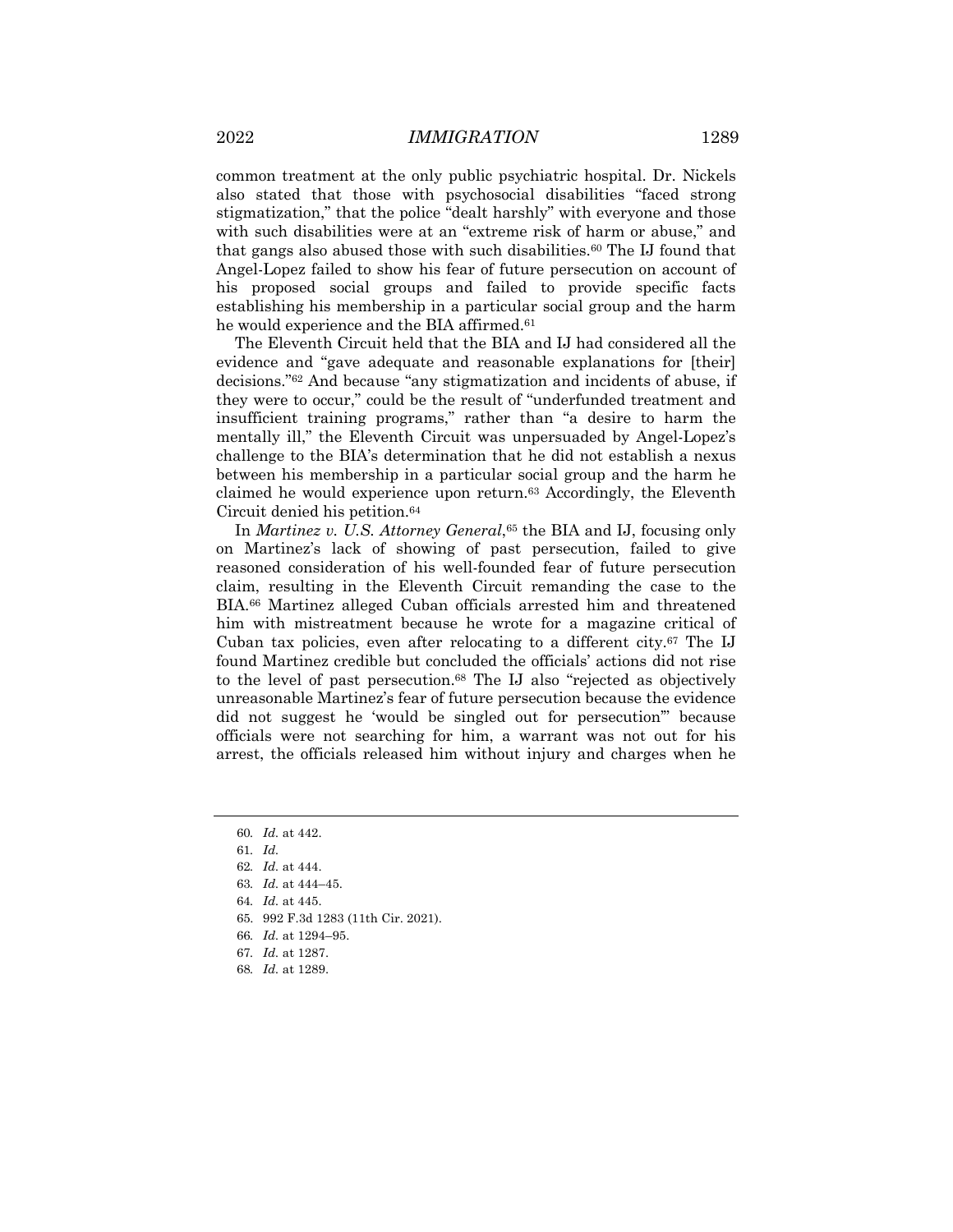common treatment at the only public psychiatric hospital. Dr. Nickels also stated that those with psychosocial disabilities "faced strong stigmatization," that the police "dealt harshly" with everyone and those with such disabilities were at an "extreme risk of harm or abuse," and that gangs also abused those with such disabilities.[60] The IJ found that Angel-Lopez failed to show his fear of future persecution on account of his proposed social groups and failed to provide specific facts establishing his membership in a particular social group and the harm he would experience and the BIA affirmed.[61]

The Eleventh Circuit held that the BIA and IJ had considered all the evidence and "gave adequate and reasonable explanations for [their] decisions."[62] And because "any stigmatization and incidents of abuse, if they were to occur," could be the result of "underfunded treatment and insufficient training programs," rather than "a desire to harm the mentally ill," the Eleventh Circuit was unpersuaded by Angel-Lopez's challenge to the BIA's determination that he did not establish a nexus between his membership in a particular social group and the harm he claimed he would experience upon return.[63] Accordingly, the Eleventh Circuit denied his petition.[64]

In *Martinez v. U.S. Attorney General*,[65] the BIA and IJ, focusing only on Martinez's lack of showing of past persecution, failed to give reasoned consideration of his well-founded fear of future persecution claim, resulting in the Eleventh Circuit remanding the case to the BIA.[66] Martinez alleged Cuban officials arrested him and threatened him with mistreatment because he wrote for a magazine critical of Cuban tax policies, even after relocating to a different city.[67] The IJ found Martinez credible but concluded the officials' actions did not rise to the level of past persecution.[68] The IJ also "rejected as objectively unreasonable Martinez's fear of future persecution because the evidence did not suggest he 'would be singled out for persecution'" because officials were not searching for him, a warrant was not out for his arrest, the officials released him without injury and charges when he

---

60. *Id.* at 442.
61. *Id.*
62. *Id.* at 444.
63. *Id.* at 444–45.
64. *Id.* at 445.
65. 992 F.3d 1283 (11th Cir. 2021).
66. *Id.* at 1294–95.
67. *Id.* at 1287.
68. *Id.* at 1289.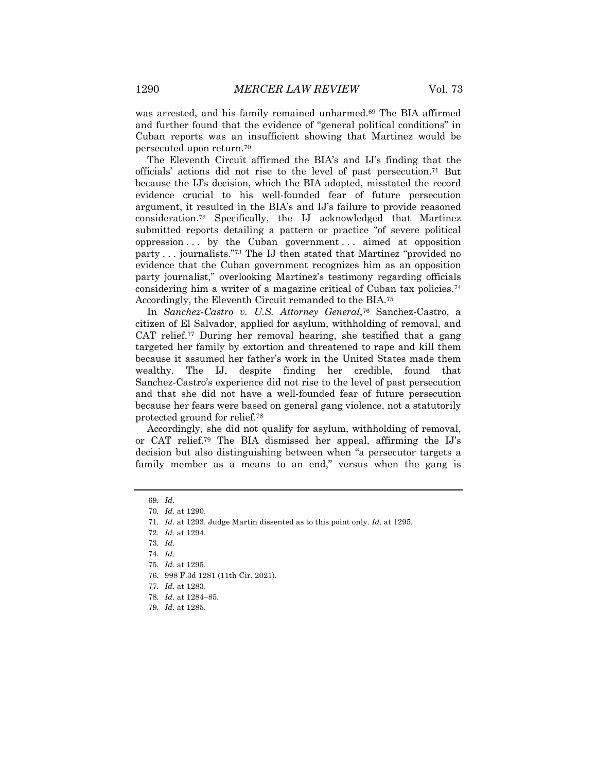was arrested, and his family remained unharmed.[69] The BIA affirmed and further found that the evidence of "general political conditions" in Cuban reports was an insufficient showing that Martinez would be persecuted upon return.[70]

The Eleventh Circuit affirmed the BIA's and IJ's finding that the officials' actions did not rise to the level of past persecution.[71] But because the IJ's decision, which the BIA adopted, misstated the record evidence crucial to his well-founded fear of future persecution argument, it resulted in the BIA's and IJ's failure to provide reasoned consideration.[72] Specifically, the IJ acknowledged that Martinez submitted reports detailing a pattern or practice "of severe political oppression . . . by the Cuban government . . . aimed at opposition party . . . journalists."[73] The IJ then stated that Martinez "provided no evidence that the Cuban government recognizes him as an opposition party journalist," overlooking Martinez's testimony regarding officials considering him a writer of a magazine critical of Cuban tax policies.[74] Accordingly, the Eleventh Circuit remanded to the BIA.[75]

In *Sanchez-Castro v. U.S. Attorney General*,[76] Sanchez-Castro, a citizen of El Salvador, applied for asylum, withholding of removal, and CAT relief.[77] During her removal hearing, she testified that a gang targeted her family by extortion and threatened to rape and kill them because it assumed her father's work in the United States made them wealthy. The IJ, despite finding her credible, found that Sanchez-Castro's experience did not rise to the level of past persecution and that she did not have a well-founded fear of future persecution because her fears were based on general gang violence, not a statutorily protected ground for relief.[78]

Accordingly, she did not qualify for asylum, withholding of removal, or CAT relief.[79] The BIA dismissed her appeal, affirming the IJ's decision but also distinguishing between when "a persecutor targets a family member as a means to an end," versus when the gang is

---

69. *Id.*
70. *Id.* at 1290.
71. *Id.* at 1293. Judge Martin dissented as to this point only. *Id.* at 1295.
72. *Id.* at 1294.
73. *Id.*
74. *Id.*
75. *Id.* at 1295.
76. 998 F.3d 1281 (11th Cir. 2021).
77. *Id.* at 1283.
78. *Id.* at 1284–85.
79. *Id.* at 1285.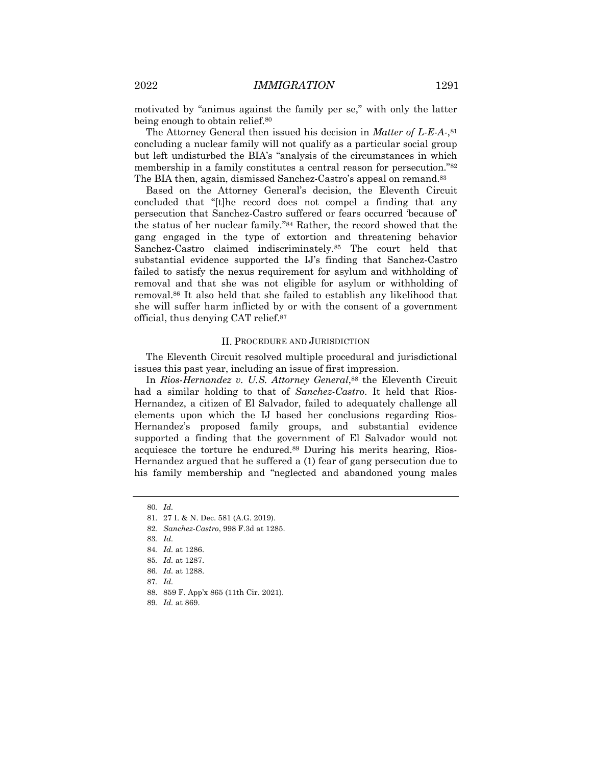motivated by "animus against the family per se," with only the latter being enough to obtain relief.[80]

The Attorney General then issued his decision in *Matter of L-E-A-*,[81] concluding a nuclear family will not qualify as a particular social group but left undisturbed the BIA's "analysis of the circumstances in which membership in a family constitutes a central reason for persecution."[82] The BIA then, again, dismissed Sanchez-Castro's appeal on remand.[83]

Based on the Attorney General's decision, the Eleventh Circuit concluded that "[t]he record does not compel a finding that any persecution that Sanchez-Castro suffered or fears occurred 'because of' the status of her nuclear family."[84] Rather, the record showed that the gang engaged in the type of extortion and threatening behavior Sanchez-Castro claimed indiscriminately.[85] The court held that substantial evidence supported the IJ's finding that Sanchez-Castro failed to satisfy the nexus requirement for asylum and withholding of removal and that she was not eligible for asylum or withholding of removal.[86] It also held that she failed to establish any likelihood that she will suffer harm inflicted by or with the consent of a government official, thus denying CAT relief.[87]

## II. Procedure and Jurisdiction

The Eleventh Circuit resolved multiple procedural and jurisdictional issues this past year, including an issue of first impression.

In *Rios-Hernandez v. U.S. Attorney General*,[88] the Eleventh Circuit had a similar holding to that of *Sanchez-Castro*. It held that Rios-Hernandez, a citizen of El Salvador, failed to adequately challenge all elements upon which the IJ based her conclusions regarding Rios-Hernandez's proposed family groups, and substantial evidence supported a finding that the government of El Salvador would not acquiesce the torture he endured.[89] During his merits hearing, Rios-Hernandez argued that he suffered a (1) fear of gang persecution due to his family membership and "neglected and abandoned young males

---

80. *Id.*
81. 27 I. & N. Dec. 581 (A.G. 2019).
82. *Sanchez-Castro*, 998 F.3d at 1285.
83. *Id.*
84. *Id.* at 1286.
85. *Id.* at 1287.
86. *Id.* at 1288.
87. *Id.*
88. 859 F. App'x 865 (11th Cir. 2021).
89. *Id.* at 869.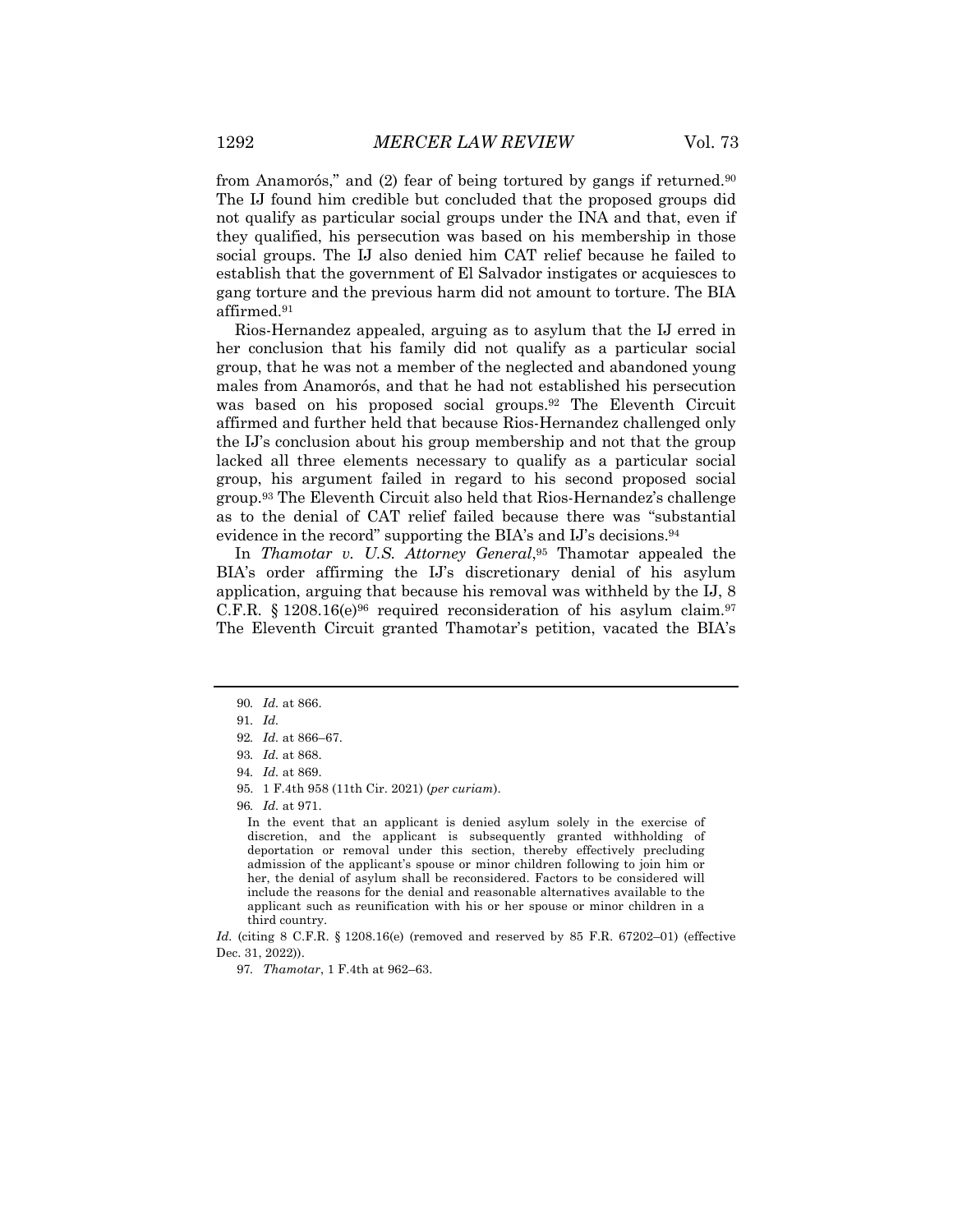from Anamorós," and (2) fear of being tortured by gangs if returned.[90] The IJ found him credible but concluded that the proposed groups did not qualify as particular social groups under the INA and that, even if they qualified, his persecution was based on his membership in those social groups. The IJ also denied him CAT relief because he failed to establish that the government of El Salvador instigates or acquiesces to gang torture and the previous harm did not amount to torture. The BIA affirmed.[91]

Rios-Hernandez appealed, arguing as to asylum that the IJ erred in her conclusion that his family did not qualify as a particular social group, that he was not a member of the neglected and abandoned young males from Anamorós, and that he had not established his persecution was based on his proposed social groups.[92] The Eleventh Circuit affirmed and further held that because Rios-Hernandez challenged only the IJ's conclusion about his group membership and not that the group lacked all three elements necessary to qualify as a particular social group, his argument failed in regard to his second proposed social group.[93] The Eleventh Circuit also held that Rios-Hernandez's challenge as to the denial of CAT relief failed because there was "substantial evidence in the record" supporting the BIA's and IJ's decisions.[94]

In *Thamotar v. U.S. Attorney General*,[95] Thamotar appealed the BIA's order affirming the IJ's discretionary denial of his asylum application, arguing that because his removal was withheld by the IJ, 8 C.F.R. § 1208.16(e)[96] required reconsideration of his asylum claim.[97] The Eleventh Circuit granted Thamotar's petition, vacated the BIA's

---

90. *Id.* at 866.

91. *Id.*

92. *Id.* at 866–67.

93. *Id.* at 868.

94. *Id.* at 869.

95. 1 F.4th 958 (11th Cir. 2021) (*per curiam*).

96. *Id.* at 971.

> In the event that an applicant is denied asylum solely in the exercise of discretion, and the applicant is subsequently granted withholding of deportation or removal under this section, thereby effectively precluding admission of the applicant's spouse or minor children following to join him or her, the denial of asylum shall be reconsidered. Factors to be considered will include the reasons for the denial and reasonable alternatives available to the applicant such as reunification with his or her spouse or minor children in a third country.

*Id.* (citing 8 C.F.R. § 1208.16(e) (removed and reserved by 85 F.R. 67202–01) (effective Dec. 31, 2022)).

97. *Thamotar*, 1 F.4th at 962–63.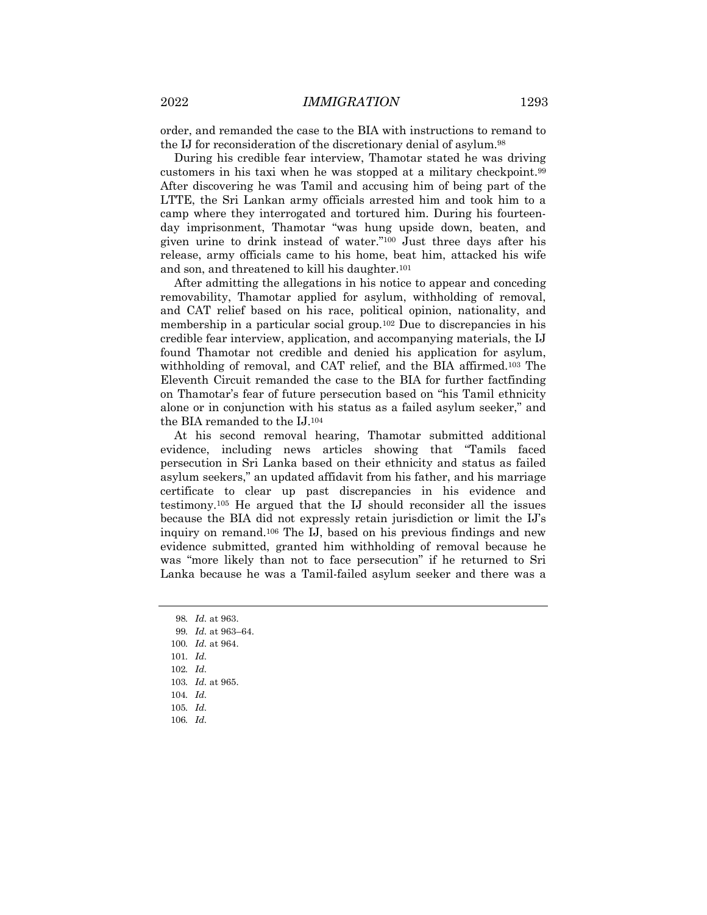order, and remanded the case to the BIA with instructions to remand to the IJ for reconsideration of the discretionary denial of asylum.[98]

During his credible fear interview, Thamotar stated he was driving customers in his taxi when he was stopped at a military checkpoint.[99] After discovering he was Tamil and accusing him of being part of the LTTE, the Sri Lankan army officials arrested him and took him to a camp where they interrogated and tortured him. During his fourteen-day imprisonment, Thamotar "was hung upside down, beaten, and given urine to drink instead of water."[100] Just three days after his release, army officials came to his home, beat him, attacked his wife and son, and threatened to kill his daughter.[101]

After admitting the allegations in his notice to appear and conceding removability, Thamotar applied for asylum, withholding of removal, and CAT relief based on his race, political opinion, nationality, and membership in a particular social group.[102] Due to discrepancies in his credible fear interview, application, and accompanying materials, the IJ found Thamotar not credible and denied his application for asylum, withholding of removal, and CAT relief, and the BIA affirmed.[103] The Eleventh Circuit remanded the case to the BIA for further factfinding on Thamotar's fear of future persecution based on "his Tamil ethnicity alone or in conjunction with his status as a failed asylum seeker," and the BIA remanded to the IJ.[104]

At his second removal hearing, Thamotar submitted additional evidence, including news articles showing that "Tamils faced persecution in Sri Lanka based on their ethnicity and status as failed asylum seekers," an updated affidavit from his father, and his marriage certificate to clear up past discrepancies in his evidence and testimony.[105] He argued that the IJ should reconsider all the issues because the BIA did not expressly retain jurisdiction or limit the IJ's inquiry on remand.[106] The IJ, based on his previous findings and new evidence submitted, granted him withholding of removal because he was "more likely than not to face persecution" if he returned to Sri Lanka because he was a Tamil-failed asylum seeker and there was a

98. *Id.* at 963.

99. *Id.* at 963–64.

100. *Id.* at 964.

101. *Id.*

102. *Id.*

103. *Id.* at 965.

104. *Id.*

105. *Id.*

106. *Id.*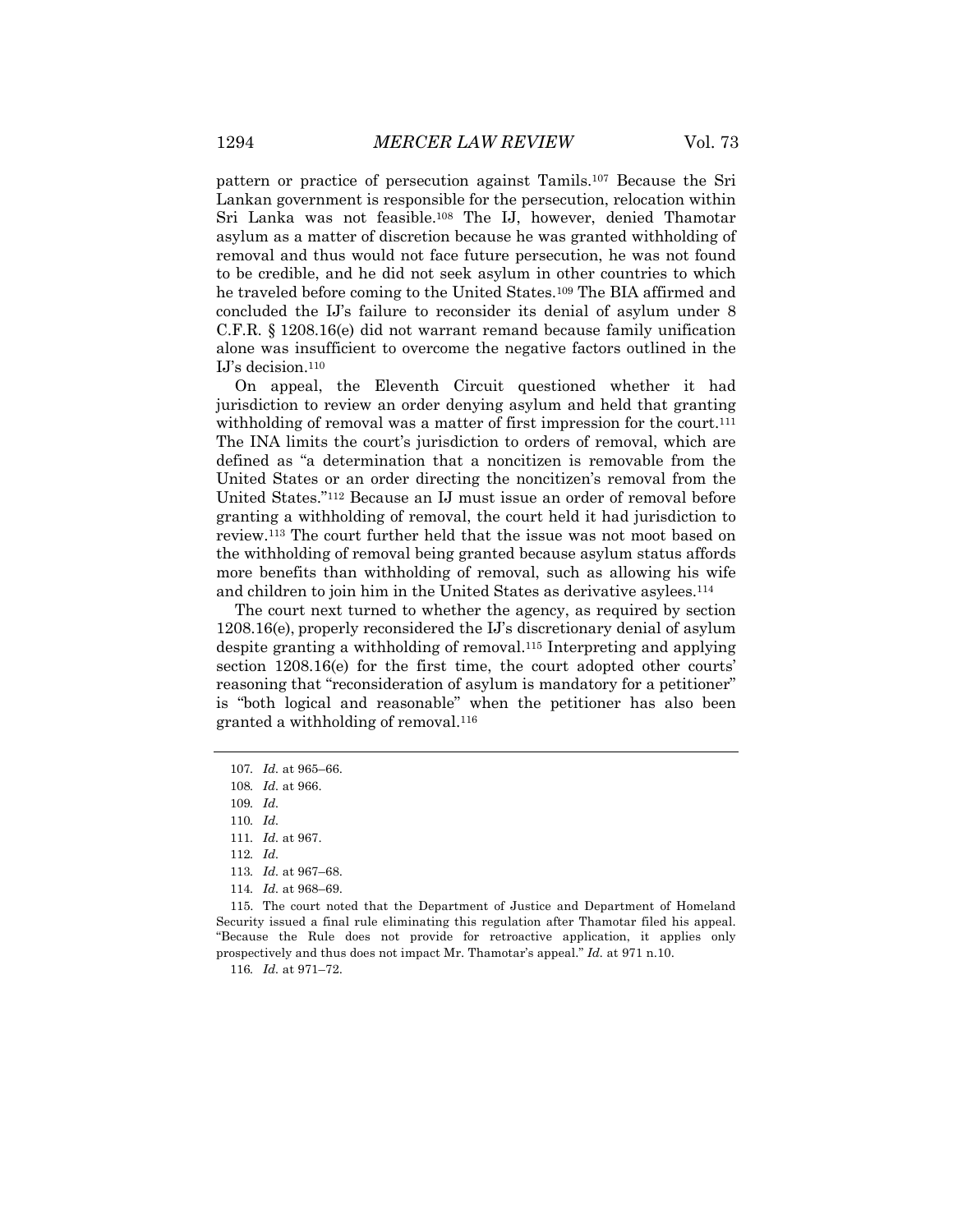pattern or practice of persecution against Tamils.[107] Because the Sri Lankan government is responsible for the persecution, relocation within Sri Lanka was not feasible.[108] The IJ, however, denied Thamotar asylum as a matter of discretion because he was granted withholding of removal and thus would not face future persecution, he was not found to be credible, and he did not seek asylum in other countries to which he traveled before coming to the United States.[109] The BIA affirmed and concluded the IJ's failure to reconsider its denial of asylum under 8 C.F.R. § 1208.16(e) did not warrant remand because family unification alone was insufficient to overcome the negative factors outlined in the IJ's decision.[110]

On appeal, the Eleventh Circuit questioned whether it had jurisdiction to review an order denying asylum and held that granting withholding of removal was a matter of first impression for the court.[111] The INA limits the court's jurisdiction to orders of removal, which are defined as "a determination that a noncitizen is removable from the United States or an order directing the noncitizen's removal from the United States."[112] Because an IJ must issue an order of removal before granting a withholding of removal, the court held it had jurisdiction to review.[113] The court further held that the issue was not moot based on the withholding of removal being granted because asylum status affords more benefits than withholding of removal, such as allowing his wife and children to join him in the United States as derivative asylees.[114]

The court next turned to whether the agency, as required by section 1208.16(e), properly reconsidered the IJ's discretionary denial of asylum despite granting a withholding of removal.[115] Interpreting and applying section 1208.16(e) for the first time, the court adopted other courts' reasoning that "reconsideration of asylum is mandatory for a petitioner" is "both logical and reasonable" when the petitioner has also been granted a withholding of removal.[116]

---

107. *Id.* at 965–66.

108. *Id.* at 966.

109. *Id.*

110. *Id.*

111. *Id.* at 967.

112. *Id.*

113. *Id.* at 967–68.

114. *Id.* at 968–69.

115. The court noted that the Department of Justice and Department of Homeland Security issued a final rule eliminating this regulation after Thamotar filed his appeal. "Because the Rule does not provide for retroactive application, it applies only prospectively and thus does not impact Mr. Thamotar's appeal." *Id.* at 971 n.10.

116. *Id.* at 971–72.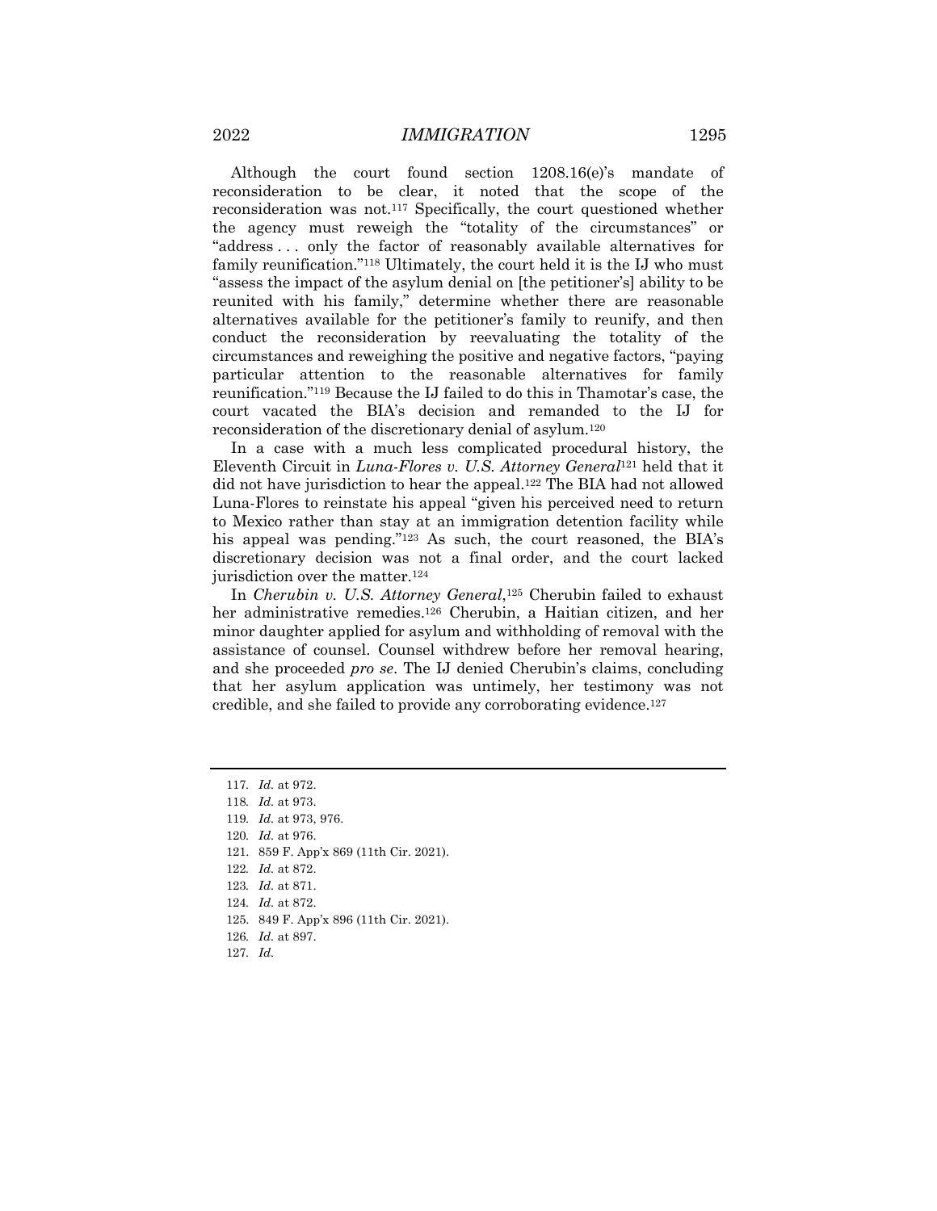Although the court found section 1208.16(e)'s mandate of reconsideration to be clear, it noted that the scope of the reconsideration was not.[117] Specifically, the court questioned whether the agency must reweigh the "totality of the circumstances" or "address . . . only the factor of reasonably available alternatives for family reunification."[118] Ultimately, the court held it is the IJ who must "assess the impact of the asylum denial on [the petitioner's] ability to be reunited with his family," determine whether there are reasonable alternatives available for the petitioner's family to reunify, and then conduct the reconsideration by reevaluating the totality of the circumstances and reweighing the positive and negative factors, "paying particular attention to the reasonable alternatives for family reunification."[119] Because the IJ failed to do this in Thamotar's case, the court vacated the BIA's decision and remanded to the IJ for reconsideration of the discretionary denial of asylum.[120]

In a case with a much less complicated procedural history, the Eleventh Circuit in *Luna-Flores v. U.S. Attorney General*[121] held that it did not have jurisdiction to hear the appeal.[122] The BIA had not allowed Luna-Flores to reinstate his appeal "given his perceived need to return to Mexico rather than stay at an immigration detention facility while his appeal was pending."[123] As such, the court reasoned, the BIA's discretionary decision was not a final order, and the court lacked jurisdiction over the matter.[124]

In *Cherubin v. U.S. Attorney General*,[125] Cherubin failed to exhaust her administrative remedies.[126] Cherubin, a Haitian citizen, and her minor daughter applied for asylum and withholding of removal with the assistance of counsel. Counsel withdrew before her removal hearing, and she proceeded *pro se*. The IJ denied Cherubin's claims, concluding that her asylum application was untimely, her testimony was not credible, and she failed to provide any corroborating evidence.[127]

---

117. *Id.* at 972.
118. *Id.* at 973.
119. *Id.* at 973, 976.
120. *Id.* at 976.
121. 859 F. App'x 869 (11th Cir. 2021).
122. *Id.* at 872.
123. *Id.* at 871.
124. *Id.* at 872.
125. 849 F. App'x 896 (11th Cir. 2021).
126. *Id.* at 897.
127. *Id.*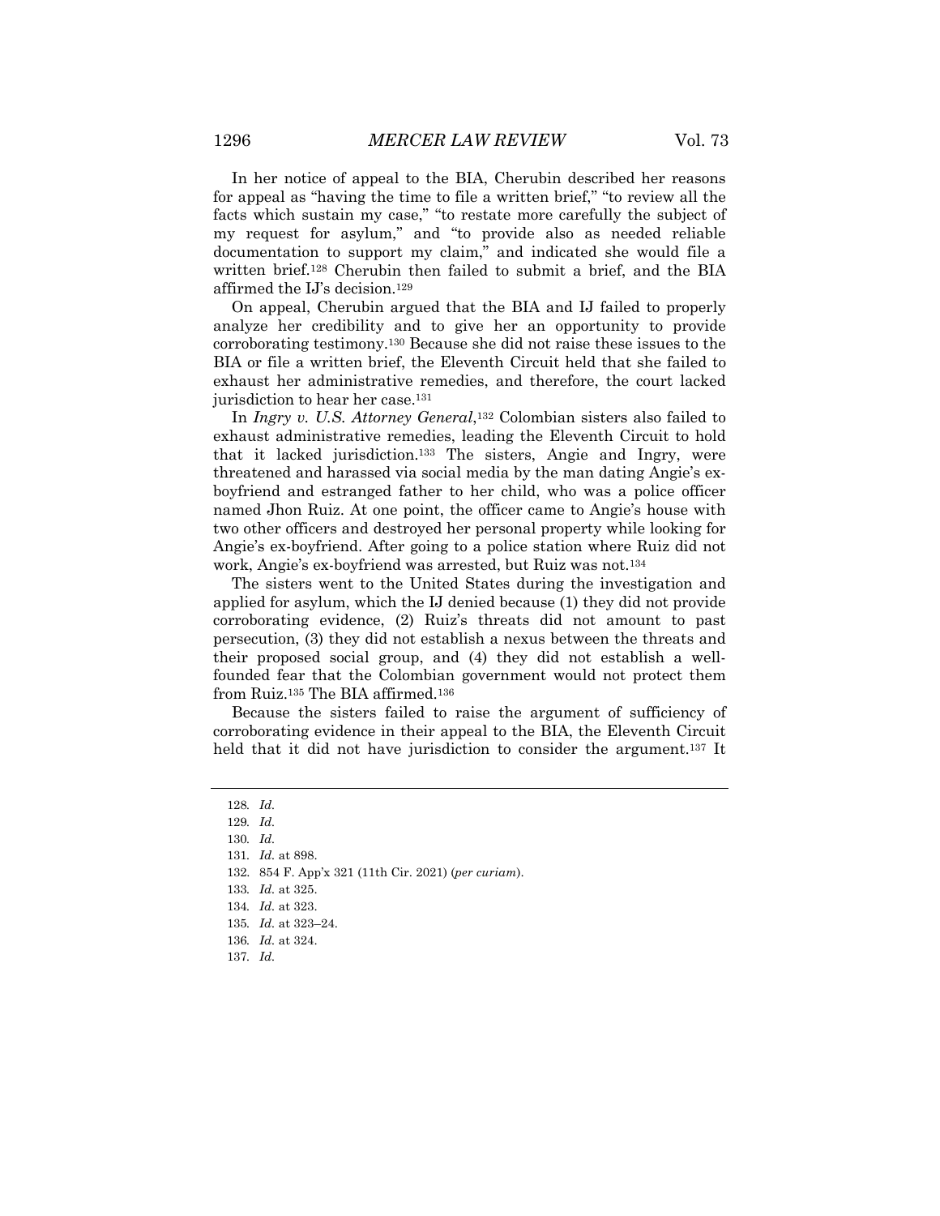In her notice of appeal to the BIA, Cherubin described her reasons for appeal as "having the time to file a written brief," "to review all the facts which sustain my case," "to restate more carefully the subject of my request for asylum," and "to provide also as needed reliable documentation to support my claim," and indicated she would file a written brief.[128] Cherubin then failed to submit a brief, and the BIA affirmed the IJ's decision.[129]

On appeal, Cherubin argued that the BIA and IJ failed to properly analyze her credibility and to give her an opportunity to provide corroborating testimony.[130] Because she did not raise these issues to the BIA or file a written brief, the Eleventh Circuit held that she failed to exhaust her administrative remedies, and therefore, the court lacked jurisdiction to hear her case.[131]

In *Ingry v. U.S. Attorney General*,[132] Colombian sisters also failed to exhaust administrative remedies, leading the Eleventh Circuit to hold that it lacked jurisdiction.[133] The sisters, Angie and Ingry, were threatened and harassed via social media by the man dating Angie's ex-boyfriend and estranged father to her child, who was a police officer named Jhon Ruiz. At one point, the officer came to Angie's house with two other officers and destroyed her personal property while looking for Angie's ex-boyfriend. After going to a police station where Ruiz did not work, Angie's ex-boyfriend was arrested, but Ruiz was not.[134]

The sisters went to the United States during the investigation and applied for asylum, which the IJ denied because (1) they did not provide corroborating evidence, (2) Ruiz's threats did not amount to past persecution, (3) they did not establish a nexus between the threats and their proposed social group, and (4) they did not establish a well-founded fear that the Colombian government would not protect them from Ruiz.[135] The BIA affirmed.[136]

Because the sisters failed to raise the argument of sufficiency of corroborating evidence in their appeal to the BIA, the Eleventh Circuit held that it did not have jurisdiction to consider the argument.[137] It

128. *Id.*
129. *Id.*
130. *Id.*
131. *Id.* at 898.
132. 854 F. App'x 321 (11th Cir. 2021) (*per curiam*).
133. *Id.* at 325.
134. *Id.* at 323.
135. *Id.* at 323–24.
136. *Id.* at 324.
137. *Id.*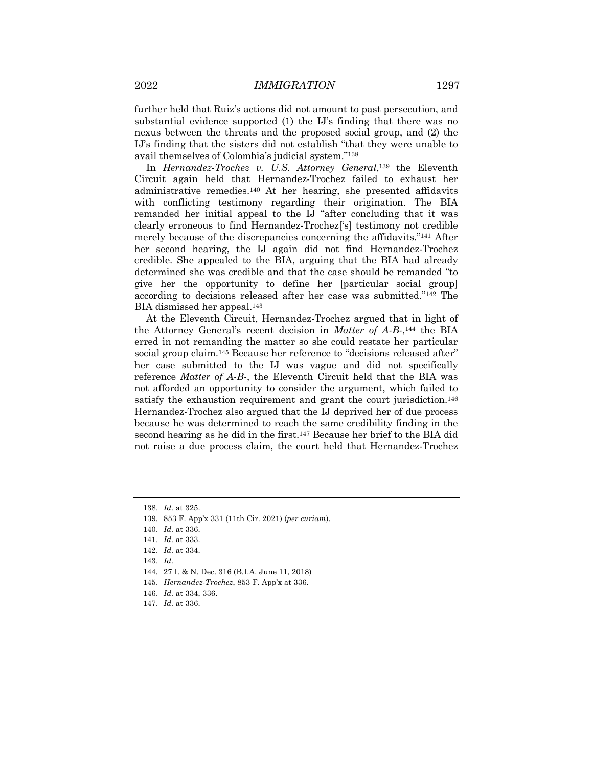further held that Ruiz's actions did not amount to past persecution, and substantial evidence supported (1) the IJ's finding that there was no nexus between the threats and the proposed social group, and (2) the IJ's finding that the sisters did not establish "that they were unable to avail themselves of Colombia's judicial system."[138]

In *Hernandez-Trochez v. U.S. Attorney General*,[139] the Eleventh Circuit again held that Hernandez-Trochez failed to exhaust her administrative remedies.[140] At her hearing, she presented affidavits with conflicting testimony regarding their origination. The BIA remanded her initial appeal to the IJ "after concluding that it was clearly erroneous to find Hernandez-Trochez['s] testimony not credible merely because of the discrepancies concerning the affidavits."[141] After her second hearing, the IJ again did not find Hernandez-Trochez credible. She appealed to the BIA, arguing that the BIA had already determined she was credible and that the case should be remanded "to give her the opportunity to define her [particular social group] according to decisions released after her case was submitted."[142] The BIA dismissed her appeal.[143]

At the Eleventh Circuit, Hernandez-Trochez argued that in light of the Attorney General's recent decision in *Matter of A-B-*,[144] the BIA erred in not remanding the matter so she could restate her particular social group claim.[145] Because her reference to "decisions released after" her case submitted to the IJ was vague and did not specifically reference *Matter of A-B-*, the Eleventh Circuit held that the BIA was not afforded an opportunity to consider the argument, which failed to satisfy the exhaustion requirement and grant the court jurisdiction.[146] Hernandez-Trochez also argued that the IJ deprived her of due process because he was determined to reach the same credibility finding in the second hearing as he did in the first.[147] Because her brief to the BIA did not raise a due process claim, the court held that Hernandez-Trochez

---

138. *Id.* at 325.
139. 853 F. App'x 331 (11th Cir. 2021) (*per curiam*).
140. *Id.* at 336.
141. *Id.* at 333.
142. *Id.* at 334.
143. *Id.*
144. 27 I. & N. Dec. 316 (B.I.A. June 11, 2018)
145. *Hernandez-Trochez*, 853 F. App'x at 336.
146. *Id.* at 334, 336.
147. *Id.* at 336.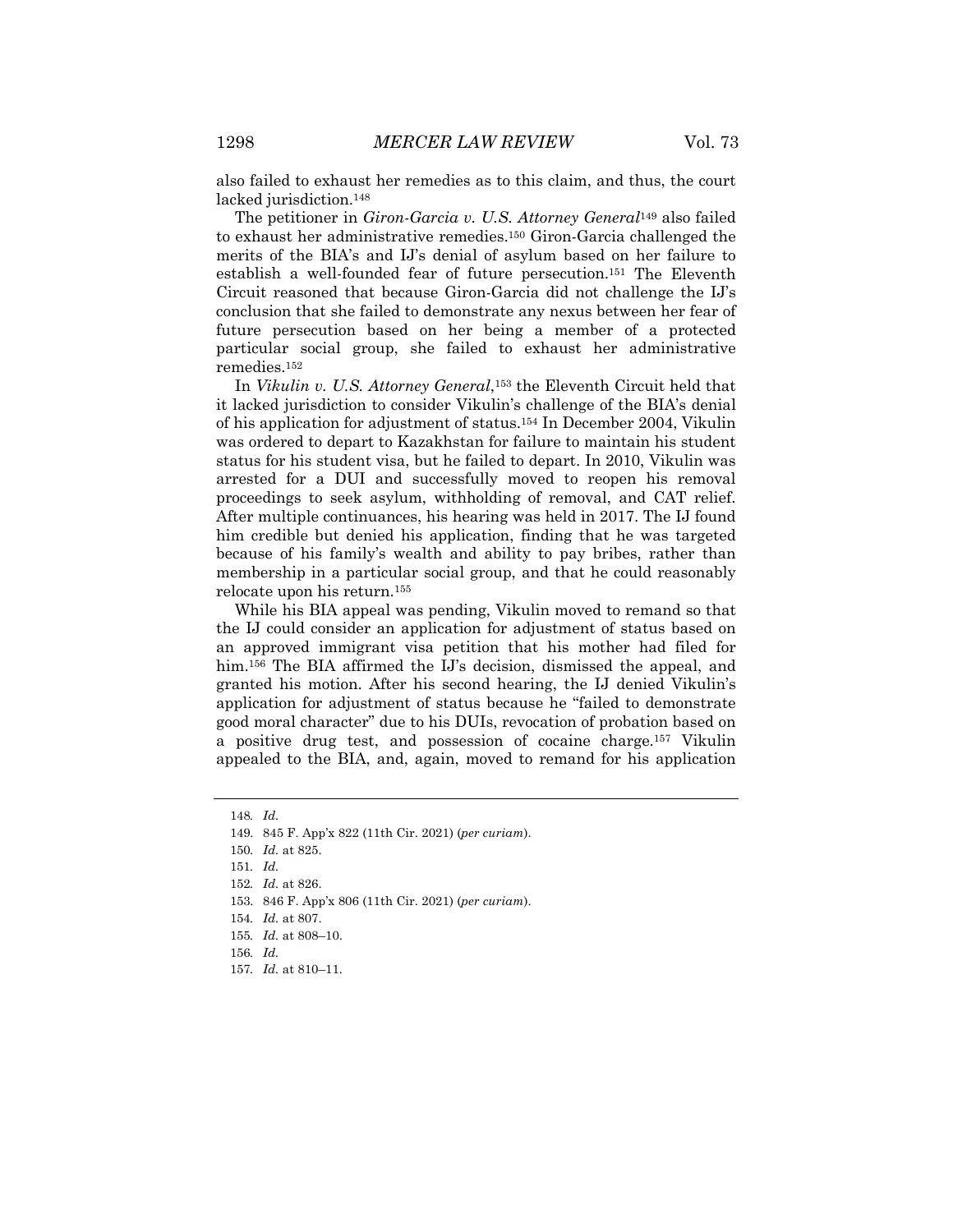also failed to exhaust her remedies as to this claim, and thus, the court lacked jurisdiction.[148]

The petitioner in *Giron-Garcia v. U.S. Attorney General*[149] also failed to exhaust her administrative remedies.[150] Giron-Garcia challenged the merits of the BIA's and IJ's denial of asylum based on her failure to establish a well-founded fear of future persecution.[151] The Eleventh Circuit reasoned that because Giron-Garcia did not challenge the IJ's conclusion that she failed to demonstrate any nexus between her fear of future persecution based on her being a member of a protected particular social group, she failed to exhaust her administrative remedies.[152]

In *Vikulin v. U.S. Attorney General*,[153] the Eleventh Circuit held that it lacked jurisdiction to consider Vikulin's challenge of the BIA's denial of his application for adjustment of status.[154] In December 2004, Vikulin was ordered to depart to Kazakhstan for failure to maintain his student status for his student visa, but he failed to depart. In 2010, Vikulin was arrested for a DUI and successfully moved to reopen his removal proceedings to seek asylum, withholding of removal, and CAT relief. After multiple continuances, his hearing was held in 2017. The IJ found him credible but denied his application, finding that he was targeted because of his family's wealth and ability to pay bribes, rather than membership in a particular social group, and that he could reasonably relocate upon his return.[155]

While his BIA appeal was pending, Vikulin moved to remand so that the IJ could consider an application for adjustment of status based on an approved immigrant visa petition that his mother had filed for him.[156] The BIA affirmed the IJ's decision, dismissed the appeal, and granted his motion. After his second hearing, the IJ denied Vikulin's application for adjustment of status because he "failed to demonstrate good moral character" due to his DUIs, revocation of probation based on a positive drug test, and possession of cocaine charge.[157] Vikulin appealed to the BIA, and, again, moved to remand for his application

---

148. *Id.*

149. 845 F. App'x 822 (11th Cir. 2021) (*per curiam*).

150. *Id.* at 825.

151. *Id.*

152. *Id.* at 826.

153. 846 F. App'x 806 (11th Cir. 2021) (*per curiam*).

154. *Id.* at 807.

155. *Id.* at 808–10.

156. *Id.*

157. *Id.* at 810–11.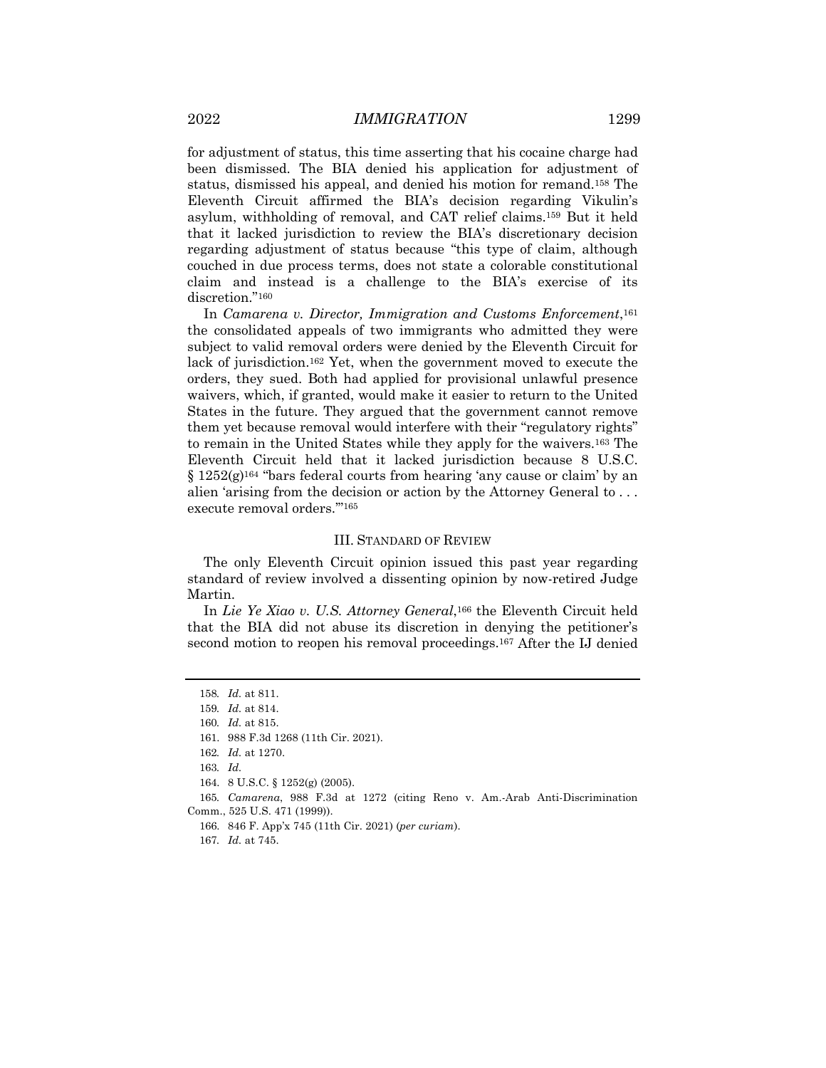for adjustment of status, this time asserting that his cocaine charge had been dismissed. The BIA denied his application for adjustment of status, dismissed his appeal, and denied his motion for remand.[158] The Eleventh Circuit affirmed the BIA's decision regarding Vikulin's asylum, withholding of removal, and CAT relief claims.[159] But it held that it lacked jurisdiction to review the BIA's discretionary decision regarding adjustment of status because "this type of claim, although couched in due process terms, does not state a colorable constitutional claim and instead is a challenge to the BIA's exercise of its discretion."[160]

In *Camarena v. Director, Immigration and Customs Enforcement*,[161] the consolidated appeals of two immigrants who admitted they were subject to valid removal orders were denied by the Eleventh Circuit for lack of jurisdiction.[162] Yet, when the government moved to execute the orders, they sued. Both had applied for provisional unlawful presence waivers, which, if granted, would make it easier to return to the United States in the future. They argued that the government cannot remove them yet because removal would interfere with their "regulatory rights" to remain in the United States while they apply for the waivers.[163] The Eleventh Circuit held that it lacked jurisdiction because 8 U.S.C. § 1252(g)[164] "bars federal courts from hearing 'any cause or claim' by an alien 'arising from the decision or action by the Attorney General to . . . execute removal orders.'"[165]

## III. STANDARD OF REVIEW

The only Eleventh Circuit opinion issued this past year regarding standard of review involved a dissenting opinion by now-retired Judge Martin.

In *Lie Ye Xiao v. U.S. Attorney General*,[166] the Eleventh Circuit held that the BIA did not abuse its discretion in denying the petitioner's second motion to reopen his removal proceedings.[167] After the IJ denied

---

158. *Id.* at 811.

159. *Id.* at 814.

160. *Id.* at 815.

161. 988 F.3d 1268 (11th Cir. 2021).

162. *Id.* at 1270.

163. *Id.*

164. 8 U.S.C. § 1252(g) (2005).

165. *Camarena*, 988 F.3d at 1272 (citing Reno v. Am.-Arab Anti-Discrimination Comm., 525 U.S. 471 (1999)).

166. 846 F. App'x 745 (11th Cir. 2021) (*per curiam*).

167. *Id.* at 745.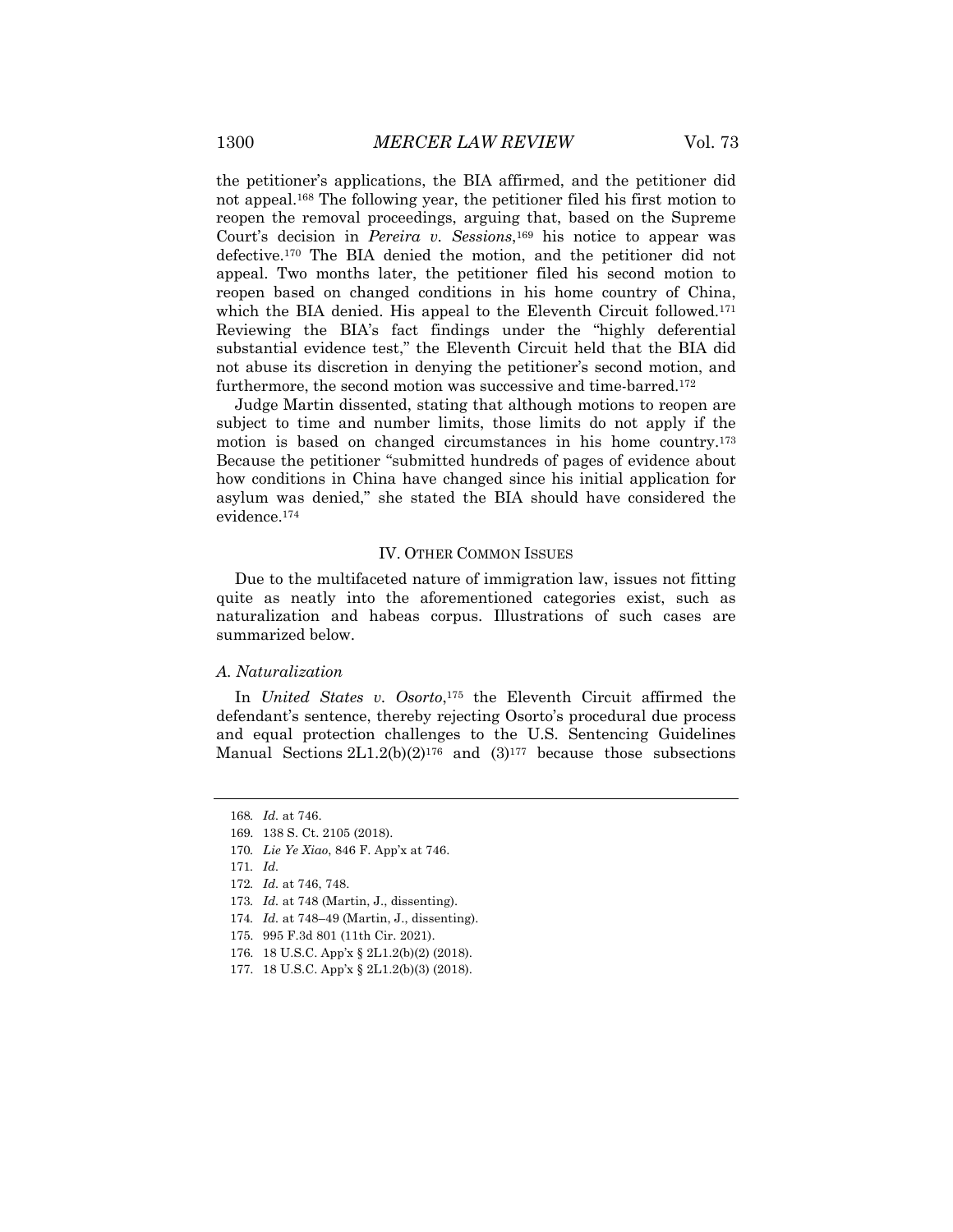the petitioner's applications, the BIA affirmed, and the petitioner did not appeal.[168] The following year, the petitioner filed his first motion to reopen the removal proceedings, arguing that, based on the Supreme Court's decision in *Pereira v. Sessions*,[169] his notice to appear was defective.[170] The BIA denied the motion, and the petitioner did not appeal. Two months later, the petitioner filed his second motion to reopen based on changed conditions in his home country of China, which the BIA denied. His appeal to the Eleventh Circuit followed.[171] Reviewing the BIA's fact findings under the "highly deferential substantial evidence test," the Eleventh Circuit held that the BIA did not abuse its discretion in denying the petitioner's second motion, and furthermore, the second motion was successive and time-barred.[172]

Judge Martin dissented, stating that although motions to reopen are subject to time and number limits, those limits do not apply if the motion is based on changed circumstances in his home country.[173] Because the petitioner "submitted hundreds of pages of evidence about how conditions in China have changed since his initial application for asylum was denied," she stated the BIA should have considered the evidence.[174]

## IV. Other Common Issues

Due to the multifaceted nature of immigration law, issues not fitting quite as neatly into the aforementioned categories exist, such as naturalization and habeas corpus. Illustrations of such cases are summarized below.

### *A. Naturalization*

In *United States v. Osorto*,[175] the Eleventh Circuit affirmed the defendant's sentence, thereby rejecting Osorto's procedural due process and equal protection challenges to the U.S. Sentencing Guidelines Manual Sections 2L1.2(b)(2)[176] and (3)[177] because those subsections

---

168. *Id.* at 746.
169. 138 S. Ct. 2105 (2018).
170. *Lie Ye Xiao*, 846 F. App'x at 746.
171. *Id.*
172. *Id.* at 746, 748.
173. *Id.* at 748 (Martin, J., dissenting).
174. *Id.* at 748–49 (Martin, J., dissenting).
175. 995 F.3d 801 (11th Cir. 2021).
176. 18 U.S.C. App'x § 2L1.2(b)(2) (2018).
177. 18 U.S.C. App'x § 2L1.2(b)(3) (2018).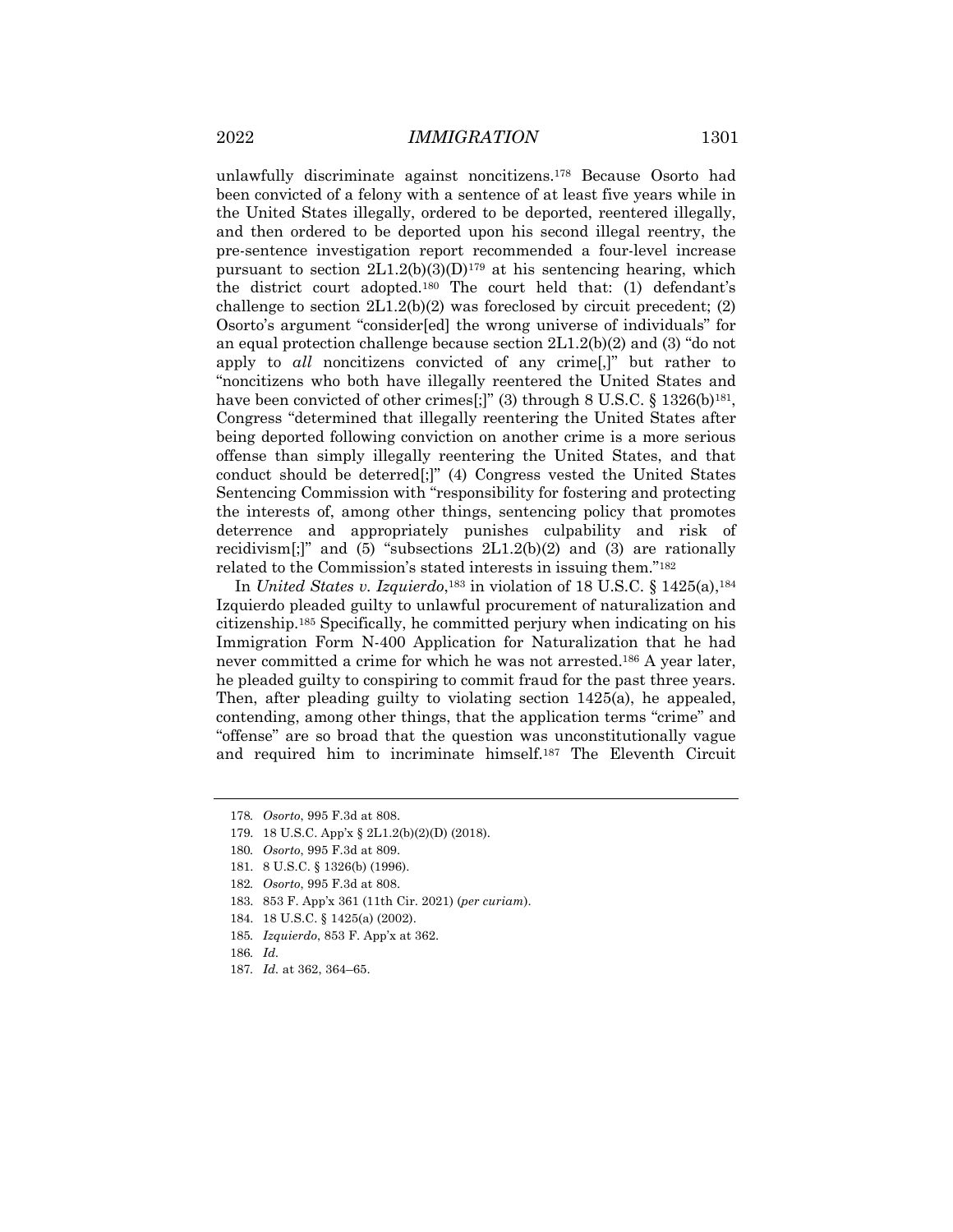unlawfully discriminate against noncitizens.[178] Because Osorto had been convicted of a felony with a sentence of at least five years while in the United States illegally, ordered to be deported, reentered illegally, and then ordered to be deported upon his second illegal reentry, the pre-sentence investigation report recommended a four-level increase pursuant to section 2L1.2(b)(3)(D)[179] at his sentencing hearing, which the district court adopted.[180] The court held that: (1) defendant's challenge to section 2L1.2(b)(2) was foreclosed by circuit precedent; (2) Osorto's argument "consider[ed] the wrong universe of individuals" for an equal protection challenge because section 2L1.2(b)(2) and (3) "do not apply to *all* noncitizens convicted of any crime[,]" but rather to "noncitizens who both have illegally reentered the United States and have been convicted of other crimes[;]" (3) through 8 U.S.C. § 1326(b)[181], Congress "determined that illegally reentering the United States after being deported following conviction on another crime is a more serious offense than simply illegally reentering the United States, and that conduct should be deterred[;]" (4) Congress vested the United States Sentencing Commission with "responsibility for fostering and protecting the interests of, among other things, sentencing policy that promotes deterrence and appropriately punishes culpability and risk of recidivism[;]" and (5) "subsections 2L1.2(b)(2) and (3) are rationally related to the Commission's stated interests in issuing them."[182]

In *United States v. Izquierdo*,[183] in violation of 18 U.S.C. § 1425(a),[184] Izquierdo pleaded guilty to unlawful procurement of naturalization and citizenship.[185] Specifically, he committed perjury when indicating on his Immigration Form N-400 Application for Naturalization that he had never committed a crime for which he was not arrested.[186] A year later, he pleaded guilty to conspiring to commit fraud for the past three years. Then, after pleading guilty to violating section 1425(a), he appealed, contending, among other things, that the application terms "crime" and "offense" are so broad that the question was unconstitutionally vague and required him to incriminate himself.[187] The Eleventh Circuit

---

178. *Osorto*, 995 F.3d at 808.

179. 18 U.S.C. App'x § 2L1.2(b)(2)(D) (2018).

180. *Osorto*, 995 F.3d at 809.

181. 8 U.S.C. § 1326(b) (1996).

182. *Osorto*, 995 F.3d at 808.

183. 853 F. App'x 361 (11th Cir. 2021) (*per curiam*).

184. 18 U.S.C. § 1425(a) (2002).

185. *Izquierdo*, 853 F. App'x at 362.

186. *Id.*

187. *Id.* at 362, 364–65.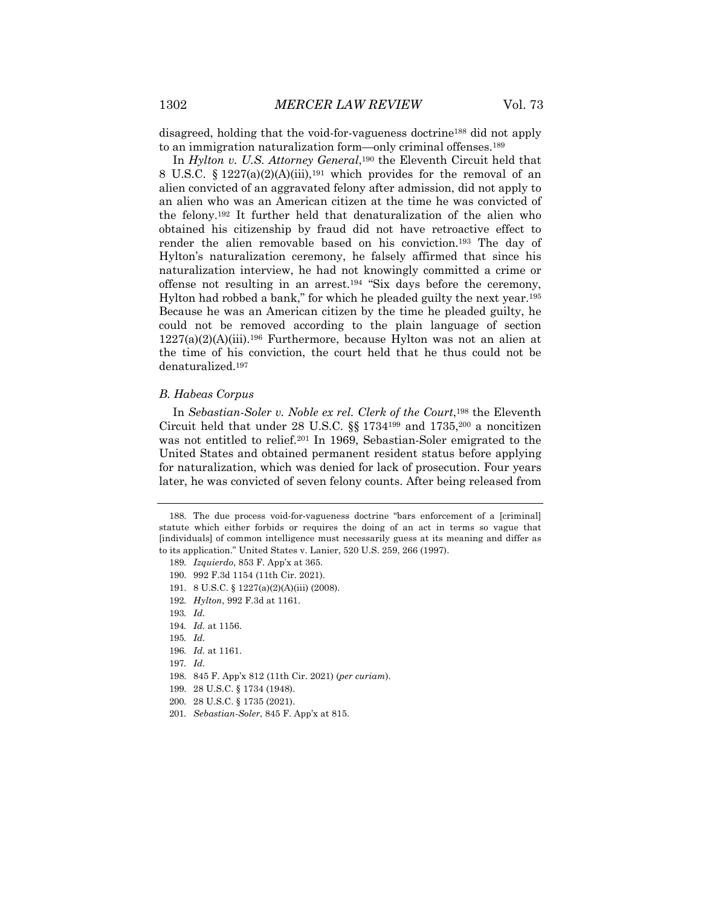disagreed, holding that the void-for-vagueness doctrine[188] did not apply to an immigration naturalization form—only criminal offenses.[189]

In *Hylton v. U.S. Attorney General*,[190] the Eleventh Circuit held that 8 U.S.C. § 1227(a)(2)(A)(iii),[191] which provides for the removal of an alien convicted of an aggravated felony after admission, did not apply to an alien who was an American citizen at the time he was convicted of the felony.[192] It further held that denaturalization of the alien who obtained his citizenship by fraud did not have retroactive effect to render the alien removable based on his conviction.[193] The day of Hylton's naturalization ceremony, he falsely affirmed that since his naturalization interview, he had not knowingly committed a crime or offense not resulting in an arrest.[194] "Six days before the ceremony, Hylton had robbed a bank," for which he pleaded guilty the next year.[195] Because he was an American citizen by the time he pleaded guilty, he could not be removed according to the plain language of section 1227(a)(2)(A)(iii).[196] Furthermore, because Hylton was not an alien at the time of his conviction, the court held that he thus could not be denaturalized.[197]

### *B. Habeas Corpus*

In *Sebastian-Soler v. Noble ex rel. Clerk of the Court*,[198] the Eleventh Circuit held that under 28 U.S.C. §§ 1734[199] and 1735,[200] a noncitizen was not entitled to relief.[201] In 1969, Sebastian-Soler emigrated to the United States and obtained permanent resident status before applying for naturalization, which was denied for lack of prosecution. Four years later, he was convicted of seven felony counts. After being released from

---

188. The due process void-for-vagueness doctrine "bars enforcement of a [criminal] statute which either forbids or requires the doing of an act in terms so vague that [individuals] of common intelligence must necessarily guess at its meaning and differ as to its application." United States v. Lanier, 520 U.S. 259, 266 (1997).

189. *Izquierdo*, 853 F. App'x at 365.

190. 992 F.3d 1154 (11th Cir. 2021).

191. 8 U.S.C. § 1227(a)(2)(A)(iii) (2008).

192. *Hylton*, 992 F.3d at 1161.

193. *Id.*

194. *Id.* at 1156.

195. *Id.*

196. *Id.* at 1161.

197. *Id.*

198. 845 F. App'x 812 (11th Cir. 2021) (*per curiam*).

199. 28 U.S.C. § 1734 (1948).

200. 28 U.S.C. § 1735 (2021).

201. *Sebastian-Soler*, 845 F. App'x at 815.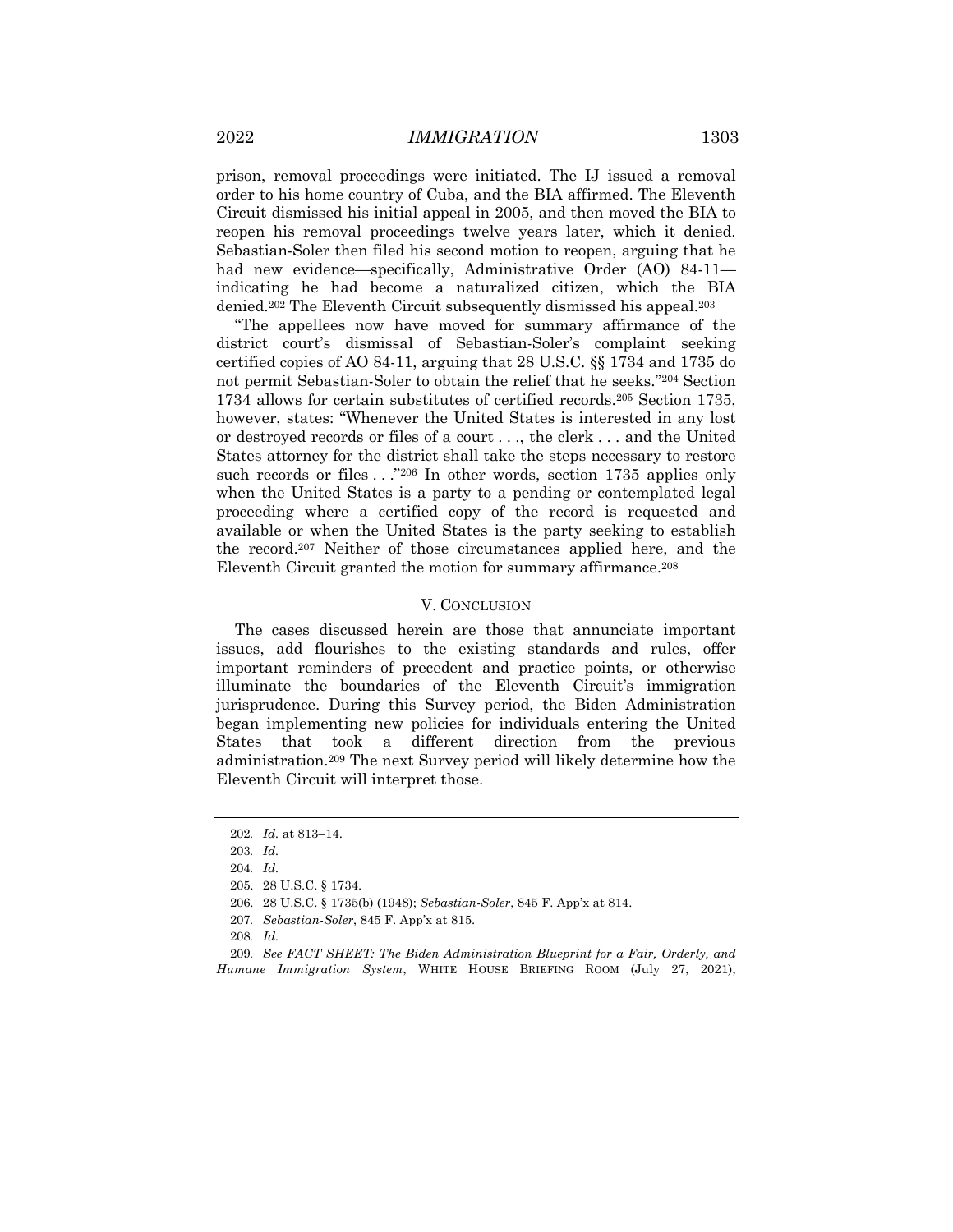prison, removal proceedings were initiated. The IJ issued a removal order to his home country of Cuba, and the BIA affirmed. The Eleventh Circuit dismissed his initial appeal in 2005, and then moved the BIA to reopen his removal proceedings twelve years later, which it denied. Sebastian-Soler then filed his second motion to reopen, arguing that he had new evidence—specifically, Administrative Order (AO) 84-11—indicating he had become a naturalized citizen, which the BIA denied.[202] The Eleventh Circuit subsequently dismissed his appeal.[203]

"The appellees now have moved for summary affirmance of the district court's dismissal of Sebastian-Soler's complaint seeking certified copies of AO 84-11, arguing that 28 U.S.C. §§ 1734 and 1735 do not permit Sebastian-Soler to obtain the relief that he seeks."[204] Section 1734 allows for certain substitutes of certified records.[205] Section 1735, however, states: "Whenever the United States is interested in any lost or destroyed records or files of a court . . ., the clerk . . . and the United States attorney for the district shall take the steps necessary to restore such records or files . . ."[206] In other words, section 1735 applies only when the United States is a party to a pending or contemplated legal proceeding where a certified copy of the record is requested and available or when the United States is the party seeking to establish the record.[207] Neither of those circumstances applied here, and the Eleventh Circuit granted the motion for summary affirmance.[208]

## V. Conclusion

The cases discussed herein are those that annunciate important issues, add flourishes to the existing standards and rules, offer important reminders of precedent and practice points, or otherwise illuminate the boundaries of the Eleventh Circuit's immigration jurisprudence. During this Survey period, the Biden Administration began implementing new policies for individuals entering the United States that took a different direction from the previous administration.[209] The next Survey period will likely determine how the Eleventh Circuit will interpret those.

---

202. *Id.* at 813–14.

203. *Id.*

204. *Id.*

205. 28 U.S.C. § 1734.

206. 28 U.S.C. § 1735(b) (1948); *Sebastian-Soler*, 845 F. App'x at 814.

207. *Sebastian-Soler*, 845 F. App'x at 815.

208. *Id.*

209. *See FACT SHEET: The Biden Administration Blueprint for a Fair, Orderly, and Humane Immigration System*, WHITE HOUSE BRIEFING ROOM (July 27, 2021),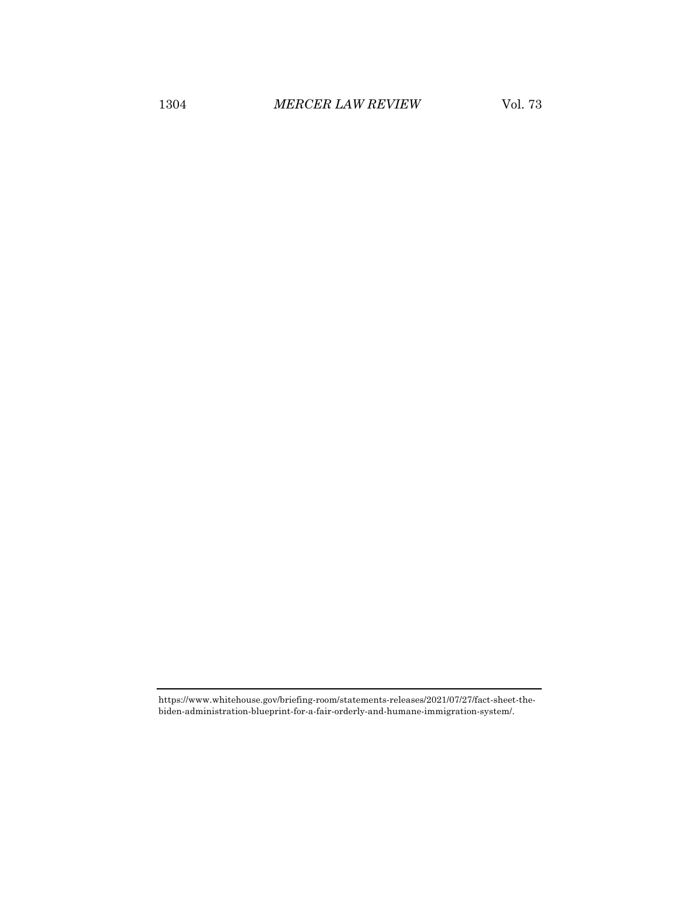https://www.whitehouse.gov/briefing-room/statements-releases/2021/07/27/fact-sheet-the-biden-administration-blueprint-for-a-fair-orderly-and-humane-immigration-system/.